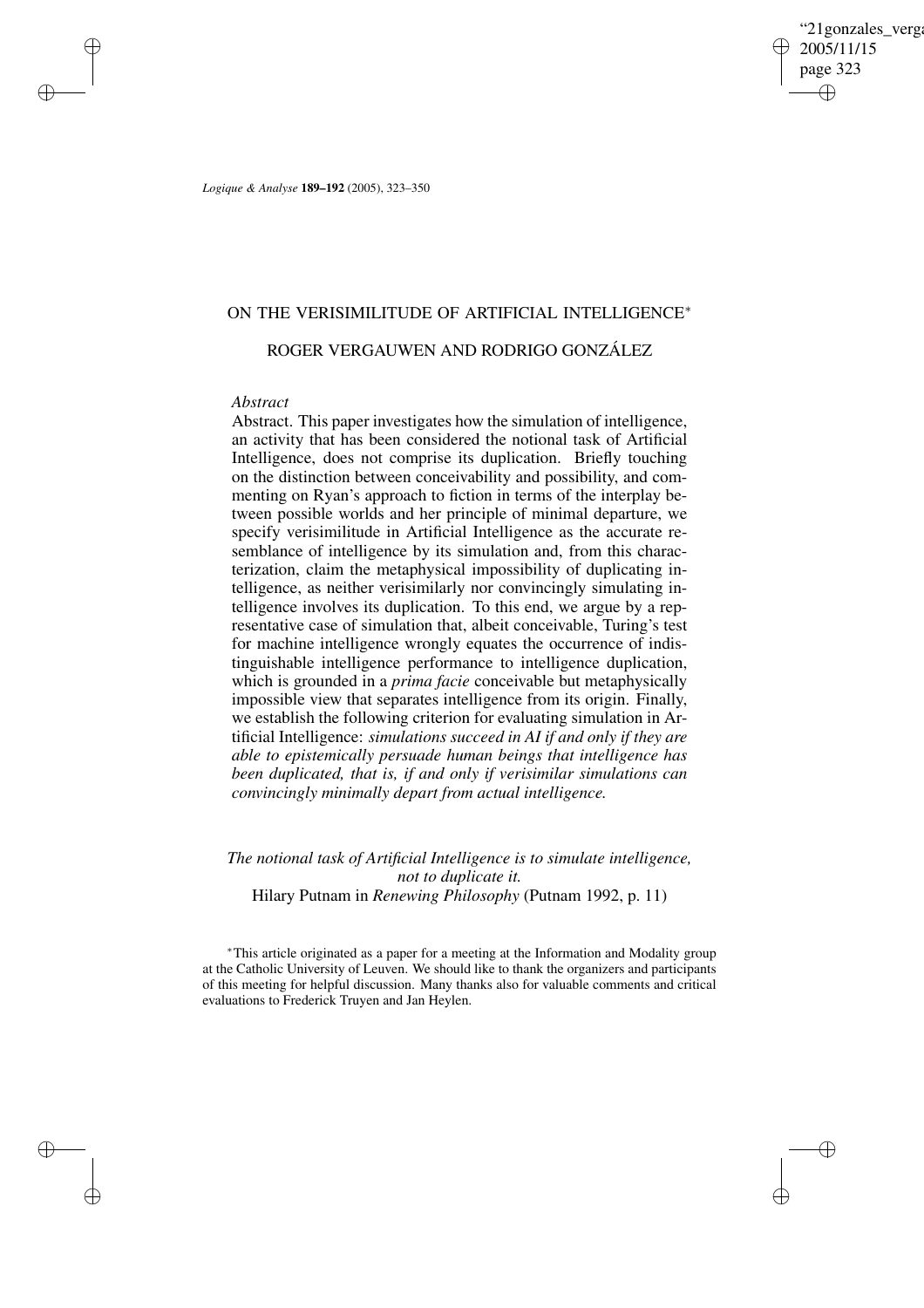# ON THE VERISIMILITUDE OF ARTIFICIAL INTELLIGENCE[*]

## ROGER VERGAUWEN AND RODRIGO GONZÁLEZ

*Abstract*

Abstract. This paper investigates how the simulation of intelligence, an activity that has been considered the notional task of Artificial Intelligence, does not comprise its duplication. Briefly touching on the distinction between conceivability and possibility, and commenting on Ryan's approach to fiction in terms of the interplay between possible worlds and her principle of minimal departure, we specify verisimilitude in Artificial Intelligence as the accurate resemblance of intelligence by its simulation and, from this characterization, claim the metaphysical impossibility of duplicating intelligence, as neither verisimilarly nor convincingly simulating intelligence involves its duplication. To this end, we argue by a representative case of simulation that, albeit conceivable, Turing's test for machine intelligence wrongly equates the occurrence of indistinguishable intelligence performance to intelligence duplication, which is grounded in a *prima facie* conceivable but metaphysically impossible view that separates intelligence from its origin. Finally, we establish the following criterion for evaluating simulation in Artificial Intelligence: *simulations succeed in AI if and only if they are able to epistemically persuade human beings that intelligence has been duplicated, that is, if and only if verisimilar simulations can convincingly minimally depart from actual intelligence.*

*The notional task of Artificial Intelligence is to simulate intelligence, not to duplicate it.*
Hilary Putnam in *Renewing Philosophy* (Putnam 1992, p. 11)

[*] This article originated as a paper for a meeting at the Information and Modality group at the Catholic University of Leuven. We should like to thank the organizers and participants of this meeting for helpful discussion. Many thanks also for valuable comments and critical evaluations to Frederick Truyen and Jan Heylen.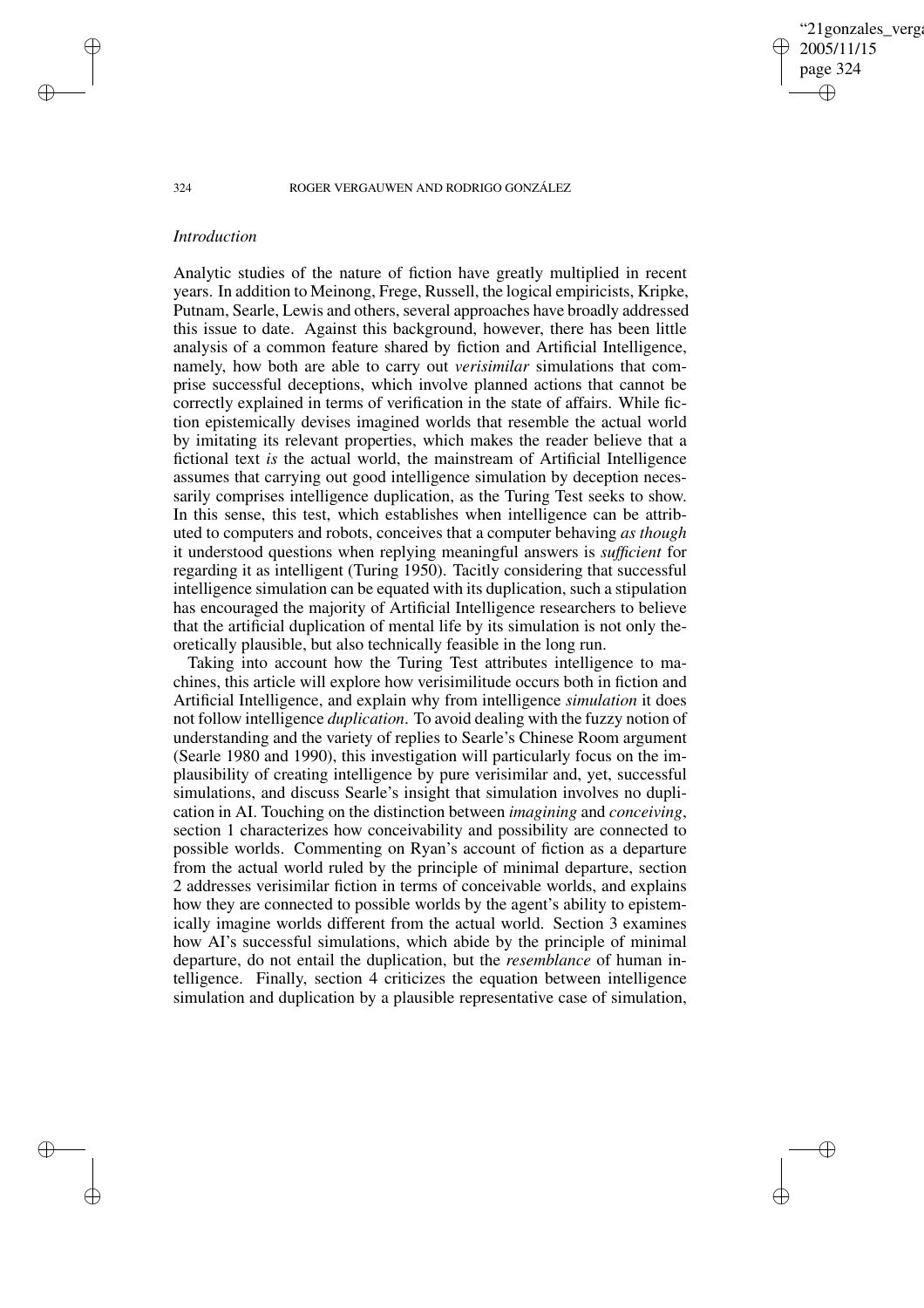## *Introduction*

Analytic studies of the nature of fiction have greatly multiplied in recent years. In addition to Meinong, Frege, Russell, the logical empiricists, Kripke, Putnam, Searle, Lewis and others, several approaches have broadly addressed this issue to date. Against this background, however, there has been little analysis of a common feature shared by fiction and Artificial Intelligence, namely, how both are able to carry out *verisimilar* simulations that comprise successful deceptions, which involve planned actions that cannot be correctly explained in terms of verification in the state of affairs. While fiction epistemically devises imagined worlds that resemble the actual world by imitating its relevant properties, which makes the reader believe that a fictional text *is* the actual world, the mainstream of Artificial Intelligence assumes that carrying out good intelligence simulation by deception necessarily comprises intelligence duplication, as the Turing Test seeks to show. In this sense, this test, which establishes when intelligence can be attributed to computers and robots, conceives that a computer behaving *as though* it understood questions when replying meaningful answers is *sufficient* for regarding it as intelligent (Turing 1950). Tacitly considering that successful intelligence simulation can be equated with its duplication, such a stipulation has encouraged the majority of Artificial Intelligence researchers to believe that the artificial duplication of mental life by its simulation is not only theoretically plausible, but also technically feasible in the long run.

Taking into account how the Turing Test attributes intelligence to machines, this article will explore how verisimilitude occurs both in fiction and Artificial Intelligence, and explain why from intelligence *simulation* it does not follow intelligence *duplication*. To avoid dealing with the fuzzy notion of understanding and the variety of replies to Searle's Chinese Room argument (Searle 1980 and 1990), this investigation will particularly focus on the implausibility of creating intelligence by pure verisimilar and, yet, successful simulations, and discuss Searle's insight that simulation involves no duplication in AI. Touching on the distinction between *imagining* and *conceiving*, section 1 characterizes how conceivability and possibility are connected to possible worlds. Commenting on Ryan's account of fiction as a departure from the actual world ruled by the principle of minimal departure, section 2 addresses verisimilar fiction in terms of conceivable worlds, and explains how they are connected to possible worlds by the agent's ability to epistemically imagine worlds different from the actual world. Section 3 examines how AI's successful simulations, which abide by the principle of minimal departure, do not entail the duplication, but the *resemblance* of human intelligence. Finally, section 4 criticizes the equation between intelligence simulation and duplication by a plausible representative case of simulation,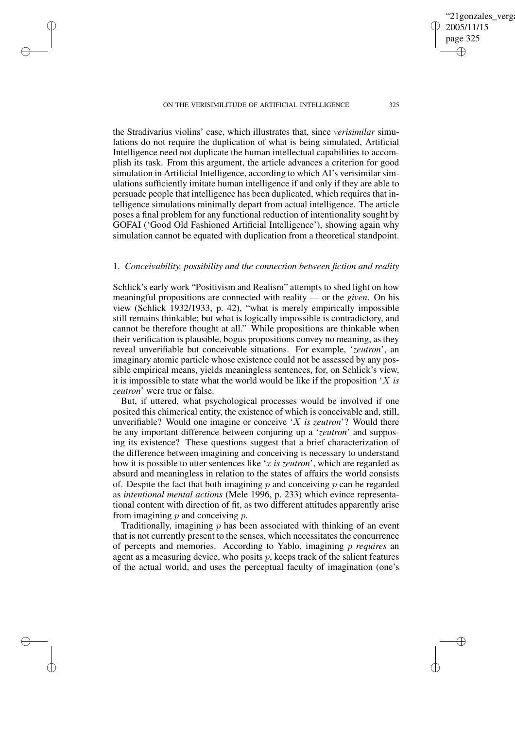the Stradivarius violins' case, which illustrates that, since *verisimilar* simulations do not require the duplication of what is being simulated, Artificial Intelligence need not duplicate the human intellectual capabilities to accomplish its task. From this argument, the article advances a criterion for good simulation in Artificial Intelligence, according to which AI's verisimilar simulations sufficiently imitate human intelligence if and only if they are able to persuade people that intelligence has been duplicated, which requires that intelligence simulations minimally depart from actual intelligence. The article poses a final problem for any functional reduction of intentionality sought by GOFAI ('Good Old Fashioned Artificial Intelligence'), showing again why simulation cannot be equated with duplication from a theoretical standpoint.

## 1. *Conceivability, possibility and the connection between fiction and reality*

Schlick's early work "Positivism and Realism" attempts to shed light on how meaningful propositions are connected with reality — or the *given*. On his view (Schlick 1932/1933, p. 42), "what is merely empirically impossible still remains thinkable; but what is logically impossible is contradictory, and cannot be therefore thought at all." While propositions are thinkable when their verification is plausible, bogus propositions convey no meaning, as they reveal unverifiable but conceivable situations. For example, '*zeutron*', an imaginary atomic particle whose existence could not be assessed by any possible empirical means, yields meaningless sentences, for, on Schlick's view, it is impossible to state what the world would be like if the proposition '$X$ *is zeutron*' were true or false.

But, if uttered, what psychological processes would be involved if one posited this chimerical entity, the existence of which is conceivable and, still, unverifiable? Would one imagine or conceive '$X$ *is zeutron*'? Would there be any important difference between conjuring up a '*zeutron*' and supposing its existence? These questions suggest that a brief characterization of the difference between imagining and conceiving is necessary to understand how it is possible to utter sentences like '$x$ *is zeutron*', which are regarded as absurd and meaningless in relation to the states of affairs the world consists of. Despite the fact that both imagining $p$ and conceiving $p$ can be regarded as *intentional mental actions* (Mele 1996, p. 233) which evince representational content with direction of fit, as two different attitudes apparently arise from imagining $p$ and conceiving $p$.

Traditionally, imagining $p$ has been associated with thinking of an event that is not currently present to the senses, which necessitates the concurrence of percepts and memories. According to Yablo, imagining $p$ *requires* an agent as a measuring device, who posits $p$, keeps track of the salient features of the actual world, and uses the perceptual faculty of imagination (one's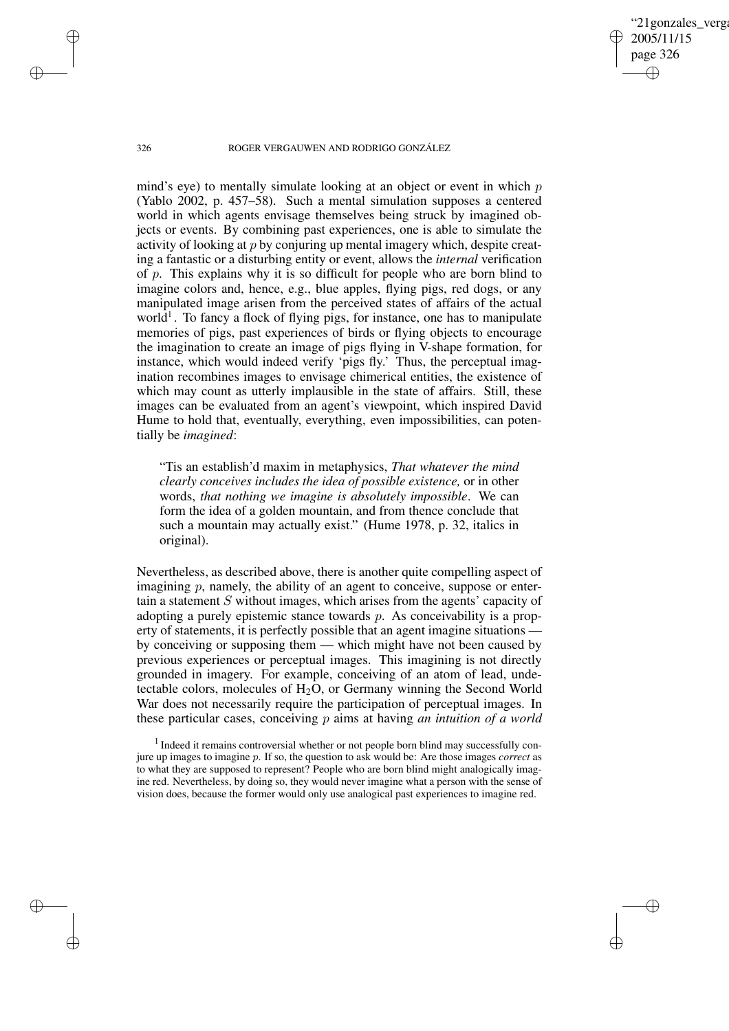mind's eye) to mentally simulate looking at an object or event in which $p$ (Yablo 2002, p. 457–58). Such a mental simulation supposes a centered world in which agents envisage themselves being struck by imagined objects or events. By combining past experiences, one is able to simulate the activity of looking at $p$ by conjuring up mental imagery which, despite creating a fantastic or a disturbing entity or event, allows the *internal* verification of $p$. This explains why it is so difficult for people who are born blind to imagine colors and, hence, e.g., blue apples, flying pigs, red dogs, or any manipulated image arisen from the perceived states of affairs of the actual world[1]. To fancy a flock of flying pigs, for instance, one has to manipulate memories of pigs, past experiences of birds or flying objects to encourage the imagination to create an image of pigs flying in V-shape formation, for instance, which would indeed verify 'pigs fly.' Thus, the perceptual imagination recombines images to envisage chimerical entities, the existence of which may count as utterly implausible in the state of affairs. Still, these images can be evaluated from an agent's viewpoint, which inspired David Hume to hold that, eventually, everything, even impossibilities, can potentially be *imagined*:

> "Tis an establish'd maxim in metaphysics, *That whatever the mind clearly conceives includes the idea of possible existence,* or in other words, *that nothing we imagine is absolutely impossible*. We can form the idea of a golden mountain, and from thence conclude that such a mountain may actually exist." (Hume 1978, p. 32, italics in original).

Nevertheless, as described above, there is another quite compelling aspect of imagining $p$, namely, the ability of an agent to conceive, suppose or entertain a statement $S$ without images, which arises from the agents' capacity of adopting a purely epistemic stance towards $p$. As conceivability is a property of statements, it is perfectly possible that an agent imagine situations — by conceiving or supposing them — which might have not been caused by previous experiences or perceptual images. This imagining is not directly grounded in imagery. For example, conceiving of an atom of lead, undetectable colors, molecules of $H_2O$, or Germany winning the Second World War does not necessarily require the participation of perceptual images. In these particular cases, conceiving $p$ aims at having *an intuition of a world*

[1] Indeed it remains controversial whether or not people born blind may successfully conjure up images to imagine $p$. If so, the question to ask would be: Are those images *correct* as to what they are supposed to represent? People who are born blind might analogically imagine red. Nevertheless, by doing so, they would never imagine what a person with the sense of vision does, because the former would only use analogical past experiences to imagine red.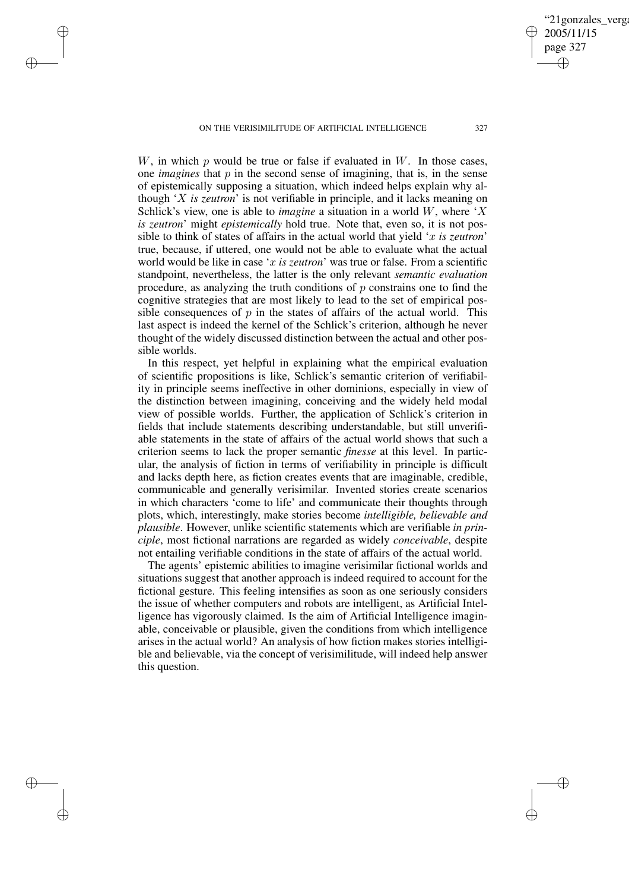$W$, in which $p$ would be true or false if evaluated in $W$. In those cases, one *imagines* that $p$ in the second sense of imagining, that is, in the sense of epistemically supposing a situation, which indeed helps explain why although '$X$ *is zeutron*' is not verifiable in principle, and it lacks meaning on Schlick's view, one is able to *imagine* a situation in a world $W$, where '$X$ *is zeutron*' might *epistemically* hold true. Note that, even so, it is not possible to think of states of affairs in the actual world that yield '$x$ *is zeutron*' true, because, if uttered, one would not be able to evaluate what the actual world would be like in case '$x$ *is zeutron*' was true or false. From a scientific standpoint, nevertheless, the latter is the only relevant *semantic evaluation* procedure, as analyzing the truth conditions of $p$ constrains one to find the cognitive strategies that are most likely to lead to the set of empirical possible consequences of $p$ in the states of affairs of the actual world. This last aspect is indeed the kernel of the Schlick's criterion, although he never thought of the widely discussed distinction between the actual and other possible worlds.

In this respect, yet helpful in explaining what the empirical evaluation of scientific propositions is like, Schlick's semantic criterion of verifiability in principle seems ineffective in other dominions, especially in view of the distinction between imagining, conceiving and the widely held modal view of possible worlds. Further, the application of Schlick's criterion in fields that include statements describing understandable, but still unverifiable statements in the state of affairs of the actual world shows that such a criterion seems to lack the proper semantic *finesse* at this level. In particular, the analysis of fiction in terms of verifiability in principle is difficult and lacks depth here, as fiction creates events that are imaginable, credible, communicable and generally verisimilar. Invented stories create scenarios in which characters 'come to life' and communicate their thoughts through plots, which, interestingly, make stories become *intelligible, believable and plausible*. However, unlike scientific statements which are verifiable *in principle*, most fictional narrations are regarded as widely *conceivable*, despite not entailing verifiable conditions in the state of affairs of the actual world.

The agents' epistemic abilities to imagine verisimilar fictional worlds and situations suggest that another approach is indeed required to account for the fictional gesture. This feeling intensifies as soon as one seriously considers the issue of whether computers and robots are intelligent, as Artificial Intelligence has vigorously claimed. Is the aim of Artificial Intelligence imaginable, conceivable or plausible, given the conditions from which intelligence arises in the actual world? An analysis of how fiction makes stories intelligible and believable, via the concept of verisimilitude, will indeed help answer this question.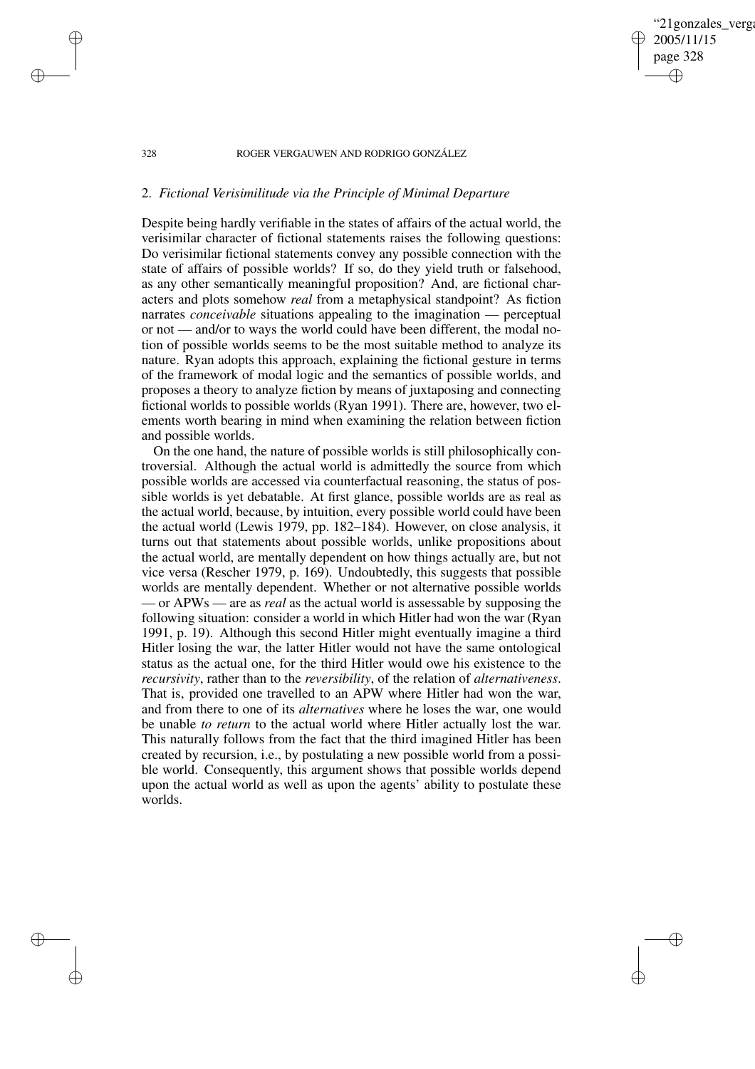## 2. *Fictional Verisimilitude via the Principle of Minimal Departure*

Despite being hardly verifiable in the states of affairs of the actual world, the verisimilar character of fictional statements raises the following questions: Do verisimilar fictional statements convey any possible connection with the state of affairs of possible worlds? If so, do they yield truth or falsehood, as any other semantically meaningful proposition? And, are fictional characters and plots somehow *real* from a metaphysical standpoint? As fiction narrates *conceivable* situations appealing to the imagination — perceptual or not — and/or to ways the world could have been different, the modal notion of possible worlds seems to be the most suitable method to analyze its nature. Ryan adopts this approach, explaining the fictional gesture in terms of the framework of modal logic and the semantics of possible worlds, and proposes a theory to analyze fiction by means of juxtaposing and connecting fictional worlds to possible worlds (Ryan 1991). There are, however, two elements worth bearing in mind when examining the relation between fiction and possible worlds.

On the one hand, the nature of possible worlds is still philosophically controversial. Although the actual world is admittedly the source from which possible worlds are accessed via counterfactual reasoning, the status of possible worlds is yet debatable. At first glance, possible worlds are as real as the actual world, because, by intuition, every possible world could have been the actual world (Lewis 1979, pp. 182–184). However, on close analysis, it turns out that statements about possible worlds, unlike propositions about the actual world, are mentally dependent on how things actually are, but not vice versa (Rescher 1979, p. 169). Undoubtedly, this suggests that possible worlds are mentally dependent. Whether or not alternative possible worlds — or APWs — are as *real* as the actual world is assessable by supposing the following situation: consider a world in which Hitler had won the war (Ryan 1991, p. 19). Although this second Hitler might eventually imagine a third Hitler losing the war, the latter Hitler would not have the same ontological status as the actual one, for the third Hitler would owe his existence to the *recursivity*, rather than to the *reversibility*, of the relation of *alternativeness*. That is, provided one travelled to an APW where Hitler had won the war, and from there to one of its *alternatives* where he loses the war, one would be unable *to return* to the actual world where Hitler actually lost the war. This naturally follows from the fact that the third imagined Hitler has been created by recursion, i.e., by postulating a new possible world from a possible world. Consequently, this argument shows that possible worlds depend upon the actual world as well as upon the agents' ability to postulate these worlds.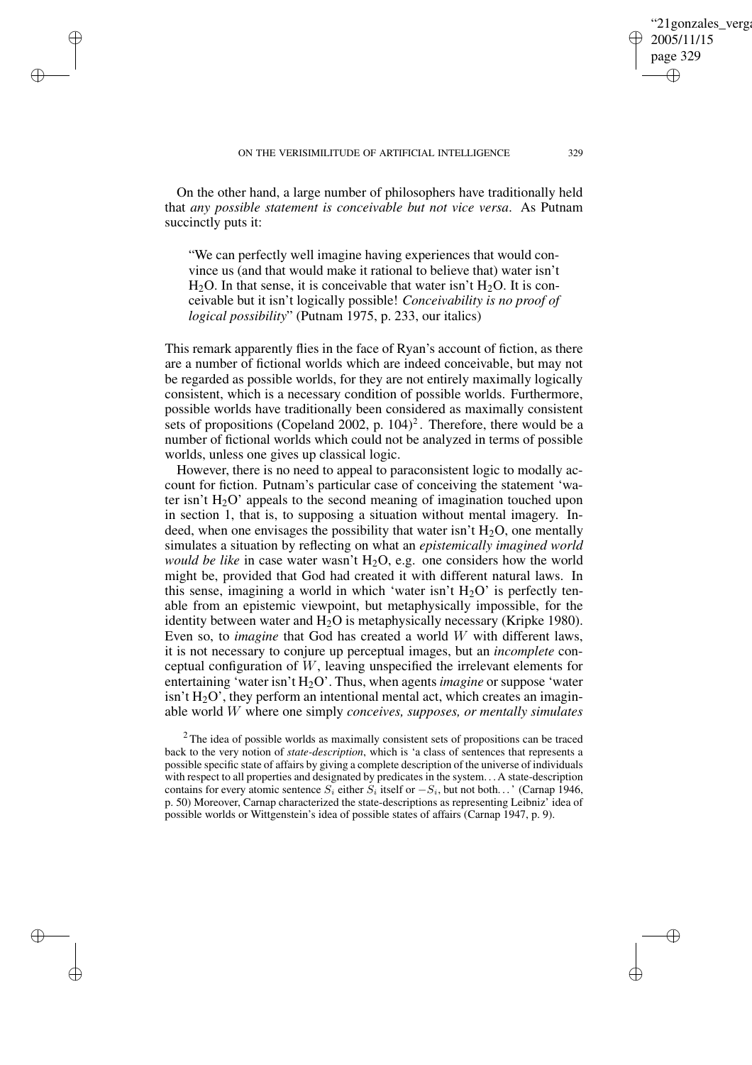On the other hand, a large number of philosophers have traditionally held that *any possible statement is conceivable but not vice versa*. As Putnam succinctly puts it:

> "We can perfectly well imagine having experiences that would convince us (and that would make it rational to believe that) water isn't $H_2O$. In that sense, it is conceivable that water isn't $H_2O$. It is conceivable but it isn't logically possible! *Conceivability is no proof of logical possibility*" (Putnam 1975, p. 233, our italics)

This remark apparently flies in the face of Ryan's account of fiction, as there are a number of fictional worlds which are indeed conceivable, but may not be regarded as possible worlds, for they are not entirely maximally logically consistent, which is a necessary condition of possible worlds. Furthermore, possible worlds have traditionally been considered as maximally consistent sets of propositions (Copeland 2002, p. 104)[2]. Therefore, there would be a number of fictional worlds which could not be analyzed in terms of possible worlds, unless one gives up classical logic.

However, there is no need to appeal to paraconsistent logic to modally account for fiction. Putnam's particular case of conceiving the statement 'water isn't $H_2O$' appeals to the second meaning of imagination touched upon in section 1, that is, to supposing a situation without mental imagery. Indeed, when one envisages the possibility that water isn't $H_2O$, one mentally simulates a situation by reflecting on what an *epistemically imagined world would be like* in case water wasn't $H_2O$, e.g. one considers how the world might be, provided that God had created it with different natural laws. In this sense, imagining a world in which 'water isn't $H_2O$' is perfectly tenable from an epistemic viewpoint, but metaphysically impossible, for the identity between water and $H_2O$ is metaphysically necessary (Kripke 1980). Even so, to *imagine* that God has created a world $W$ with different laws, it is not necessary to conjure up perceptual images, but an *incomplete* conceptual configuration of $W$, leaving unspecified the irrelevant elements for entertaining 'water isn't $H_2O$'. Thus, when agents *imagine* or suppose 'water isn't $H_2O$', they perform an intentional mental act, which creates an imaginable world $W$ where one simply *conceives, supposes, or mentally simulates*

[2] The idea of possible worlds as maximally consistent sets of propositions can be traced back to the very notion of *state-description*, which is 'a class of sentences that represents a possible specific state of affairs by giving a complete description of the universe of individuals with respect to all properties and designated by predicates in the system. . . A state-description contains for every atomic sentence $S_i$ either $S_i$ itself or $-S_i$, but not both. . . ' (Carnap 1946, p. 50) Moreover, Carnap characterized the state-descriptions as representing Leibniz' idea of possible worlds or Wittgenstein's idea of possible states of affairs (Carnap 1947, p. 9).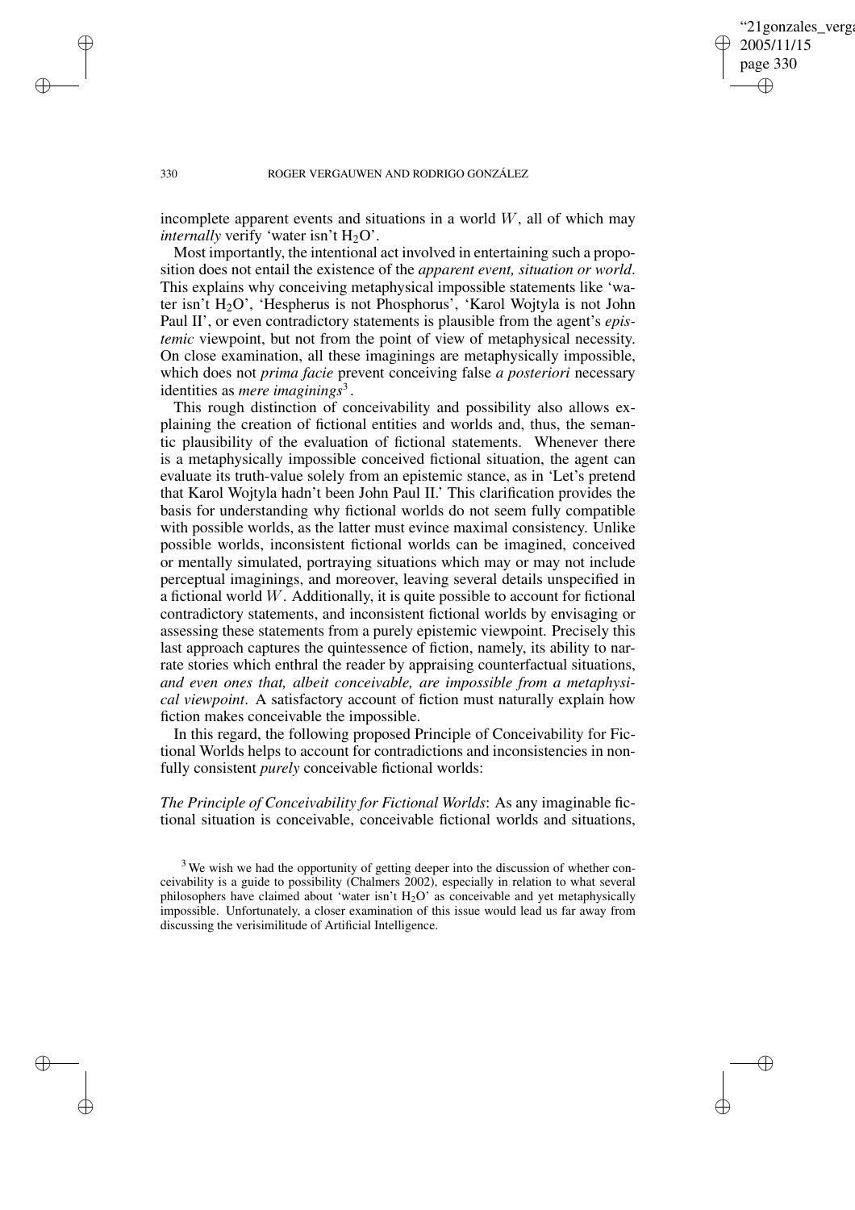incomplete apparent events and situations in a world $W$, all of which may *internally* verify 'water isn't $H_2O$'.

Most importantly, the intentional act involved in entertaining such a proposition does not entail the existence of the *apparent event, situation or world*. This explains why conceiving metaphysical impossible statements like 'water isn't $H_2O$', 'Hespherus is not Phosphorus', 'Karol Wojtyla is not John Paul II', or even contradictory statements is plausible from the agent's *epistemic* viewpoint, but not from the point of view of metaphysical necessity. On close examination, all these imaginings are metaphysically impossible, which does not *prima facie* prevent conceiving false *a posteriori* necessary identities as *mere imaginings*[3].

This rough distinction of conceivability and possibility also allows explaining the creation of fictional entities and worlds and, thus, the semantic plausibility of the evaluation of fictional statements. Whenever there is a metaphysically impossible conceived fictional situation, the agent can evaluate its truth-value solely from an epistemic stance, as in 'Let's pretend that Karol Wojtyla hadn't been John Paul II.' This clarification provides the basis for understanding why fictional worlds do not seem fully compatible with possible worlds, as the latter must evince maximal consistency. Unlike possible worlds, inconsistent fictional worlds can be imagined, conceived or mentally simulated, portraying situations which may or may not include perceptual imaginings, and moreover, leaving several details unspecified in a fictional world $W$. Additionally, it is quite possible to account for fictional contradictory statements, and inconsistent fictional worlds by envisaging or assessing these statements from a purely epistemic viewpoint. Precisely this last approach captures the quintessence of fiction, namely, its ability to narrate stories which enthral the reader by appraising counterfactual situations, *and even ones that, albeit conceivable, are impossible from a metaphysical viewpoint*. A satisfactory account of fiction must naturally explain how fiction makes conceivable the impossible.

In this regard, the following proposed Principle of Conceivability for Fictional Worlds helps to account for contradictions and inconsistencies in non-fully consistent *purely* conceivable fictional worlds:

*The Principle of Conceivability for Fictional Worlds*: As any imaginable fictional situation is conceivable, conceivable fictional worlds and situations,

[3] We wish we had the opportunity of getting deeper into the discussion of whether conceivability is a guide to possibility (Chalmers 2002), especially in relation to what several philosophers have claimed about 'water isn't $H_2O$' as conceivable and yet metaphysically impossible. Unfortunately, a closer examination of this issue would lead us far away from discussing the verisimilitude of Artificial Intelligence.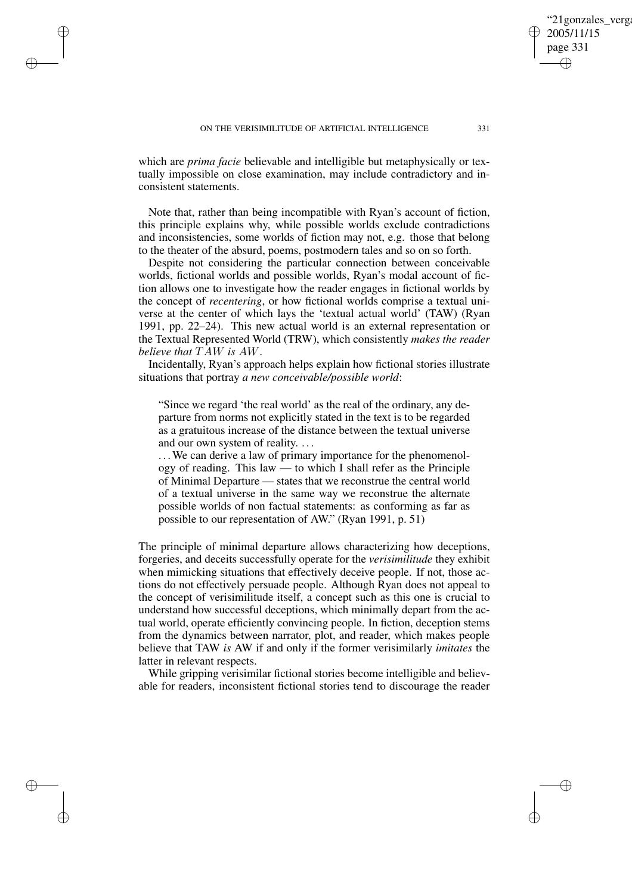which are *prima facie* believable and intelligible but metaphysically or textually impossible on close examination, may include contradictory and inconsistent statements.

Note that, rather than being incompatible with Ryan's account of fiction, this principle explains why, while possible worlds exclude contradictions and inconsistencies, some worlds of fiction may not, e.g. those that belong to the theater of the absurd, poems, postmodern tales and so on so forth.

Despite not considering the particular connection between conceivable worlds, fictional worlds and possible worlds, Ryan's modal account of fiction allows one to investigate how the reader engages in fictional worlds by the concept of *recentering*, or how fictional worlds comprise a textual universe at the center of which lays the 'textual actual world' (TAW) (Ryan 1991, pp. 22–24). This new actual world is an external representation or the Textual Represented World (TRW), which consistently *makes the reader believe that $TAW$ is $AW$*.

Incidentally, Ryan's approach helps explain how fictional stories illustrate situations that portray *a new conceivable/possible world*:

> "Since we regard 'the real world' as the real of the ordinary, any departure from norms not explicitly stated in the text is to be regarded as a gratuitous increase of the distance between the textual universe and our own system of reality. …
>
> …We can derive a law of primary importance for the phenomenology of reading. This law — to which I shall refer as the Principle of Minimal Departure — states that we reconstrue the central world of a textual universe in the same way we reconstrue the alternate possible worlds of non factual statements: as conforming as far as possible to our representation of AW." (Ryan 1991, p. 51)

The principle of minimal departure allows characterizing how deceptions, forgeries, and deceits successfully operate for the *verisimilitude* they exhibit when mimicking situations that effectively deceive people. If not, those actions do not effectively persuade people. Although Ryan does not appeal to the concept of verisimilitude itself, a concept such as this one is crucial to understand how successful deceptions, which minimally depart from the actual world, operate efficiently convincing people. In fiction, deception stems from the dynamics between narrator, plot, and reader, which makes people believe that TAW *is* AW if and only if the former verisimilarly *imitates* the latter in relevant respects.

While gripping verisimilar fictional stories become intelligible and believable for readers, inconsistent fictional stories tend to discourage the reader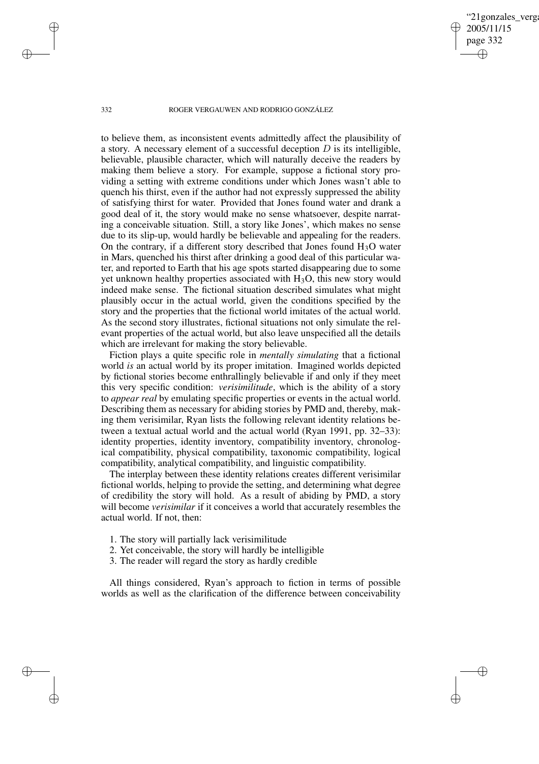to believe them, as inconsistent events admittedly affect the plausibility of a story. A necessary element of a successful deception $D$ is its intelligible, believable, plausible character, which will naturally deceive the readers by making them believe a story. For example, suppose a fictional story providing a setting with extreme conditions under which Jones wasn't able to quench his thirst, even if the author had not expressly suppressed the ability of satisfying thirst for water. Provided that Jones found water and drank a good deal of it, the story would make no sense whatsoever, despite narrating a conceivable situation. Still, a story like Jones', which makes no sense due to its slip-up, would hardly be believable and appealing for the readers. On the contrary, if a different story described that Jones found $H_3O$ water in Mars, quenched his thirst after drinking a good deal of this particular water, and reported to Earth that his age spots started disappearing due to some yet unknown healthy properties associated with $H_3O$, this new story would indeed make sense. The fictional situation described simulates what might plausibly occur in the actual world, given the conditions specified by the story and the properties that the fictional world imitates of the actual world. As the second story illustrates, fictional situations not only simulate the relevant properties of the actual world, but also leave unspecified all the details which are irrelevant for making the story believable.

Fiction plays a quite specific role in *mentally simulating* that a fictional world *is* an actual world by its proper imitation. Imagined worlds depicted by fictional stories become enthrallingly believable if and only if they meet this very specific condition: *verisimilitude*, which is the ability of a story to *appear real* by emulating specific properties or events in the actual world. Describing them as necessary for abiding stories by PMD and, thereby, making them verisimilar, Ryan lists the following relevant identity relations between a textual actual world and the actual world (Ryan 1991, pp. 32–33): identity properties, identity inventory, compatibility inventory, chronological compatibility, physical compatibility, taxonomic compatibility, logical compatibility, analytical compatibility, and linguistic compatibility.

The interplay between these identity relations creates different verisimilar fictional worlds, helping to provide the setting, and determining what degree of credibility the story will hold. As a result of abiding by PMD, a story will become *verisimilar* if it conceives a world that accurately resembles the actual world. If not, then:

1. The story will partially lack verisimilitude
2. Yet conceivable, the story will hardly be intelligible
3. The reader will regard the story as hardly credible

All things considered, Ryan's approach to fiction in terms of possible worlds as well as the clarification of the difference between conceivability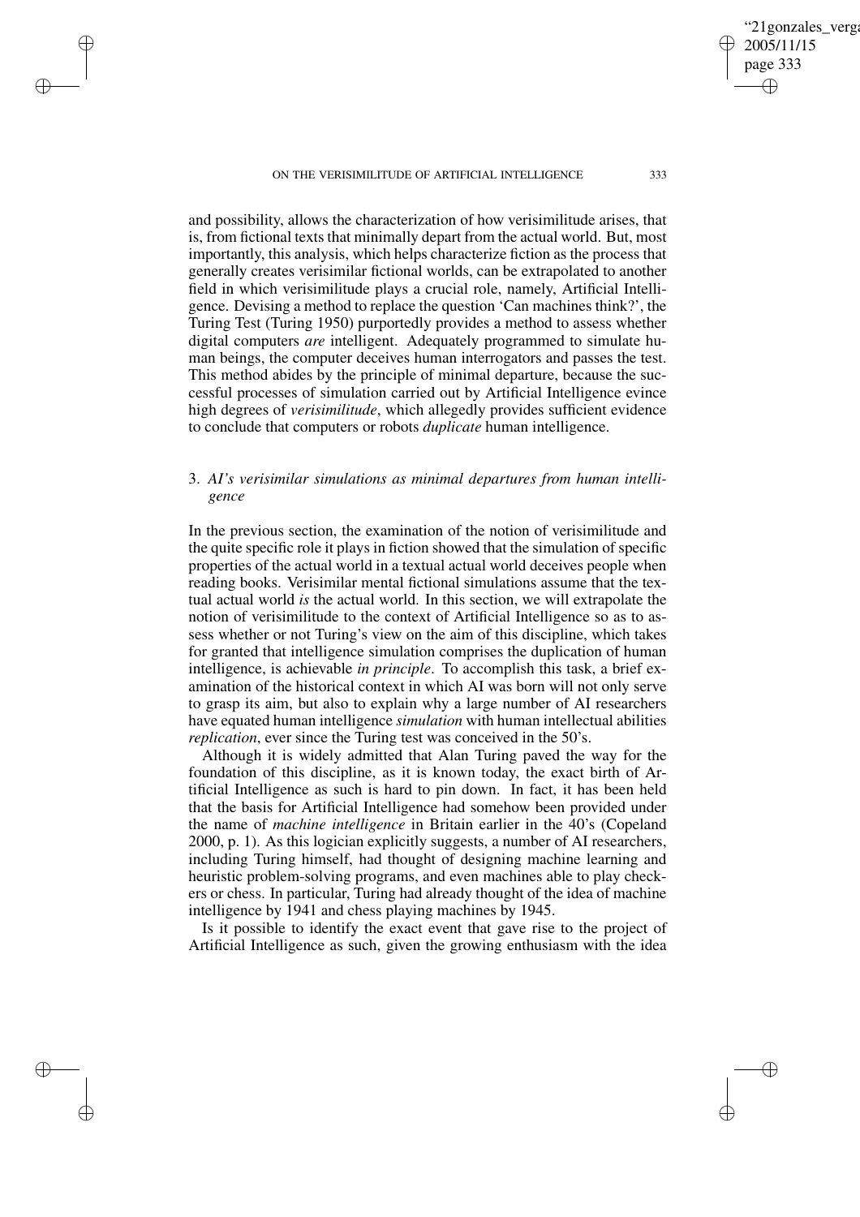and possibility, allows the characterization of how verisimilitude arises, that is, from fictional texts that minimally depart from the actual world. But, most importantly, this analysis, which helps characterize fiction as the process that generally creates verisimilar fictional worlds, can be extrapolated to another field in which verisimilitude plays a crucial role, namely, Artificial Intelligence. Devising a method to replace the question 'Can machines think?', the Turing Test (Turing 1950) purportedly provides a method to assess whether digital computers *are* intelligent. Adequately programmed to simulate human beings, the computer deceives human interrogators and passes the test. This method abides by the principle of minimal departure, because the successful processes of simulation carried out by Artificial Intelligence evince high degrees of *verisimilitude*, which allegedly provides sufficient evidence to conclude that computers or robots *duplicate* human intelligence.

## 3. *AI's verisimilar simulations as minimal departures from human intelligence*

In the previous section, the examination of the notion of verisimilitude and the quite specific role it plays in fiction showed that the simulation of specific properties of the actual world in a textual actual world deceives people when reading books. Verisimilar mental fictional simulations assume that the textual actual world *is* the actual world. In this section, we will extrapolate the notion of verisimilitude to the context of Artificial Intelligence so as to assess whether or not Turing's view on the aim of this discipline, which takes for granted that intelligence simulation comprises the duplication of human intelligence, is achievable *in principle*. To accomplish this task, a brief examination of the historical context in which AI was born will not only serve to grasp its aim, but also to explain why a large number of AI researchers have equated human intelligence *simulation* with human intellectual abilities *replication*, ever since the Turing test was conceived in the 50's.

Although it is widely admitted that Alan Turing paved the way for the foundation of this discipline, as it is known today, the exact birth of Artificial Intelligence as such is hard to pin down. In fact, it has been held that the basis for Artificial Intelligence had somehow been provided under the name of *machine intelligence* in Britain earlier in the 40's (Copeland 2000, p. 1). As this logician explicitly suggests, a number of AI researchers, including Turing himself, had thought of designing machine learning and heuristic problem-solving programs, and even machines able to play checkers or chess. In particular, Turing had already thought of the idea of machine intelligence by 1941 and chess playing machines by 1945.

Is it possible to identify the exact event that gave rise to the project of Artificial Intelligence as such, given the growing enthusiasm with the idea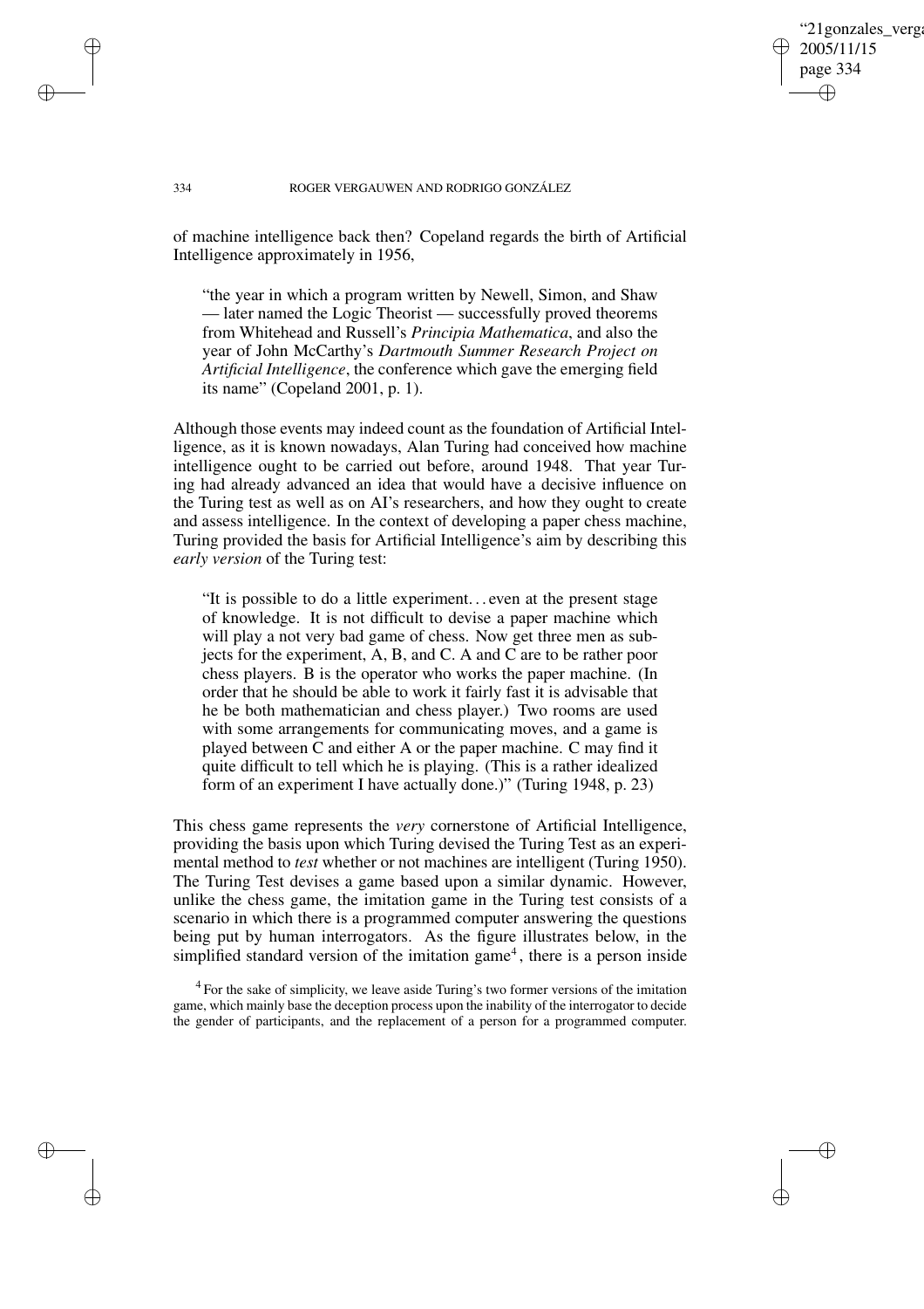of machine intelligence back then? Copeland regards the birth of Artificial Intelligence approximately in 1956,

> "the year in which a program written by Newell, Simon, and Shaw — later named the Logic Theorist — successfully proved theorems from Whitehead and Russell's *Principia Mathematica*, and also the year of John McCarthy's *Dartmouth Summer Research Project on Artificial Intelligence*, the conference which gave the emerging field its name" (Copeland 2001, p. 1).

Although those events may indeed count as the foundation of Artificial Intelligence, as it is known nowadays, Alan Turing had conceived how machine intelligence ought to be carried out before, around 1948. That year Turing had already advanced an idea that would have a decisive influence on the Turing test as well as on AI's researchers, and how they ought to create and assess intelligence. In the context of developing a paper chess machine, Turing provided the basis for Artificial Intelligence's aim by describing this *early version* of the Turing test:

> "It is possible to do a little experiment. . . even at the present stage of knowledge. It is not difficult to devise a paper machine which will play a not very bad game of chess. Now get three men as subjects for the experiment, A, B, and C. A and C are to be rather poor chess players. B is the operator who works the paper machine. (In order that he should be able to work it fairly fast it is advisable that he be both mathematician and chess player.) Two rooms are used with some arrangements for communicating moves, and a game is played between C and either A or the paper machine. C may find it quite difficult to tell which he is playing. (This is a rather idealized form of an experiment I have actually done.)" (Turing 1948, p. 23)

This chess game represents the *very* cornerstone of Artificial Intelligence, providing the basis upon which Turing devised the Turing Test as an experimental method to *test* whether or not machines are intelligent (Turing 1950). The Turing Test devises a game based upon a similar dynamic. However, unlike the chess game, the imitation game in the Turing test consists of a scenario in which there is a programmed computer answering the questions being put by human interrogators. As the figure illustrates below, in the simplified standard version of the imitation game[4], there is a person inside

[4] For the sake of simplicity, we leave aside Turing's two former versions of the imitation game, which mainly base the deception process upon the inability of the interrogator to decide the gender of participants, and the replacement of a person for a programmed computer.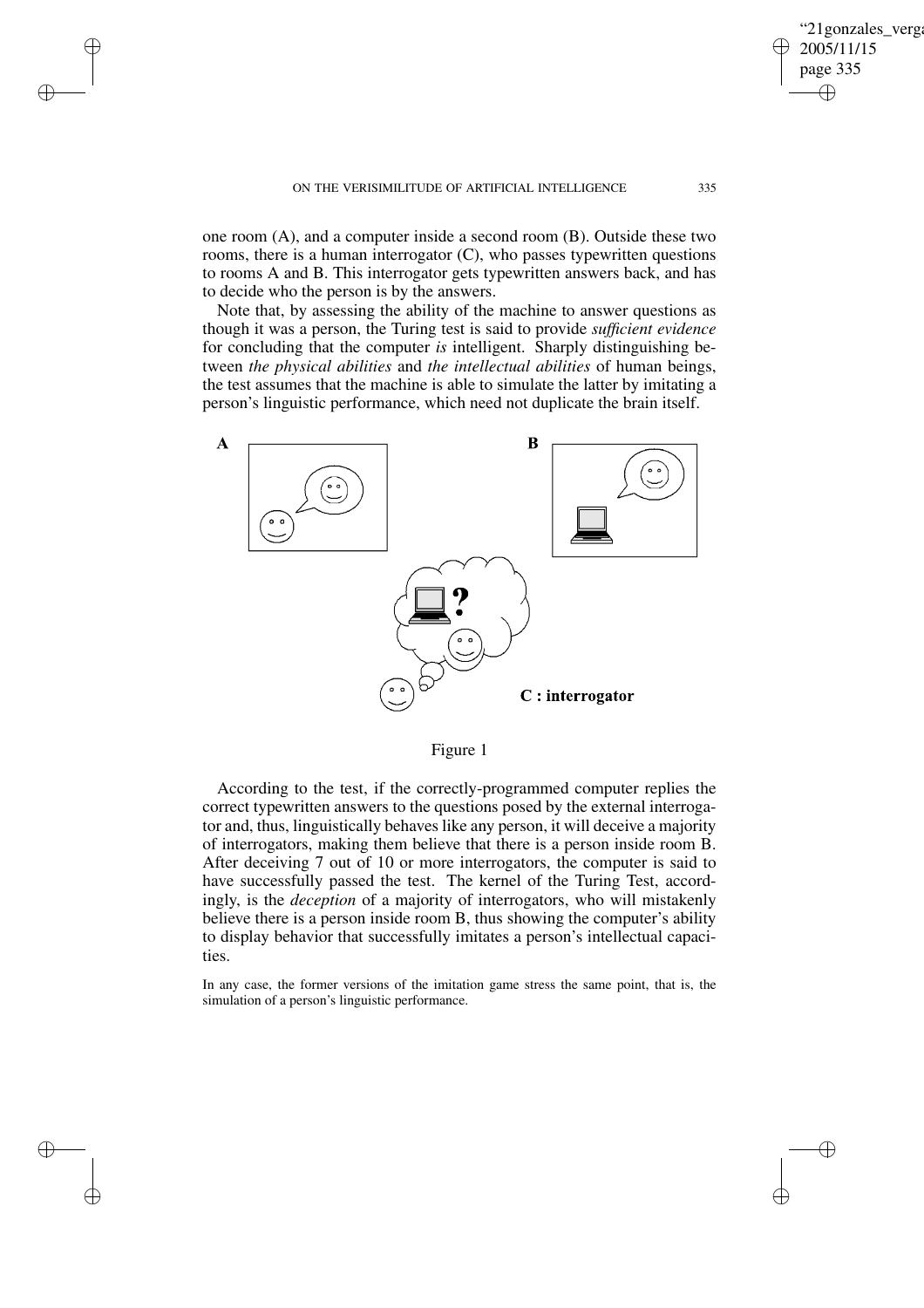one room (A), and a computer inside a second room (B). Outside these two rooms, there is a human interrogator (C), who passes typewritten questions to rooms A and B. This interrogator gets typewritten answers back, and has to decide who the person is by the answers.

Note that, by assessing the ability of the machine to answer questions as though it was a person, the Turing test is said to provide *sufficient evidence* for concluding that the computer *is* intelligent. Sharply distinguishing between *the physical abilities* and *the intellectual abilities* of human beings, the test assumes that the machine is able to simulate the latter by imitating a person's linguistic performance, which need not duplicate the brain itself.

Figure 1

According to the test, if the correctly-programmed computer replies the correct typewritten answers to the questions posed by the external interrogator and, thus, linguistically behaves like any person, it will deceive a majority of interrogators, making them believe that there is a person inside room B. After deceiving 7 out of 10 or more interrogators, the computer is said to have successfully passed the test. The kernel of the Turing Test, accordingly, is the *deception* of a majority of interrogators, who will mistakenly believe there is a person inside room B, thus showing the computer's ability to display behavior that successfully imitates a person's intellectual capacities.

In any case, the former versions of the imitation game stress the same point, that is, the simulation of a person's linguistic performance.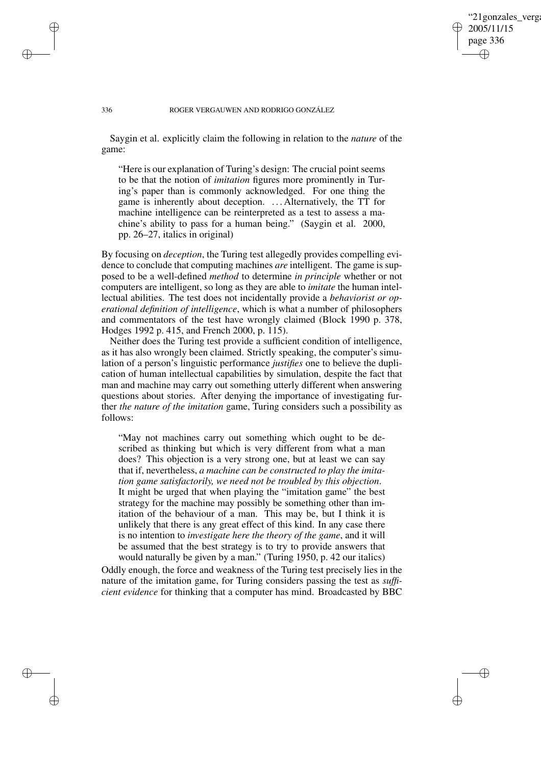Saygin et al. explicitly claim the following in relation to the *nature* of the game:

> "Here is our explanation of Turing's design: The crucial point seems to be that the notion of *imitation* figures more prominently in Turing's paper than is commonly acknowledged. For one thing the game is inherently about deception. . . . Alternatively, the TT for machine intelligence can be reinterpreted as a test to assess a machine's ability to pass for a human being." (Saygin et al. 2000, pp. 26–27, italics in original)

By focusing on *deception*, the Turing test allegedly provides compelling evidence to conclude that computing machines *are* intelligent. The game is supposed to be a well-defined *method* to determine *in principle* whether or not computers are intelligent, so long as they are able to *imitate* the human intellectual abilities. The test does not incidentally provide a *behaviorist or operational definition of intelligence*, which is what a number of philosophers and commentators of the test have wrongly claimed (Block 1990 p. 378, Hodges 1992 p. 415, and French 2000, p. 115).

Neither does the Turing test provide a sufficient condition of intelligence, as it has also wrongly been claimed. Strictly speaking, the computer's simulation of a person's linguistic performance *justifies* one to believe the duplication of human intellectual capabilities by simulation, despite the fact that man and machine may carry out something utterly different when answering questions about stories. After denying the importance of investigating further *the nature of the imitation* game, Turing considers such a possibility as follows:

> "May not machines carry out something which ought to be described as thinking but which is very different from what a man does? This objection is a very strong one, but at least we can say that if, nevertheless, *a machine can be constructed to play the imitation game satisfactorily, we need not be troubled by this objection*. It might be urged that when playing the "imitation game" the best strategy for the machine may possibly be something other than imitation of the behaviour of a man. This may be, but I think it is unlikely that there is any great effect of this kind. In any case there is no intention to *investigate here the theory of the game*, and it will be assumed that the best strategy is to try to provide answers that would naturally be given by a man." (Turing 1950, p. 42 our italics)

Oddly enough, the force and weakness of the Turing test precisely lies in the nature of the imitation game, for Turing considers passing the test as *sufficient evidence* for thinking that a computer has mind. Broadcasted by BBC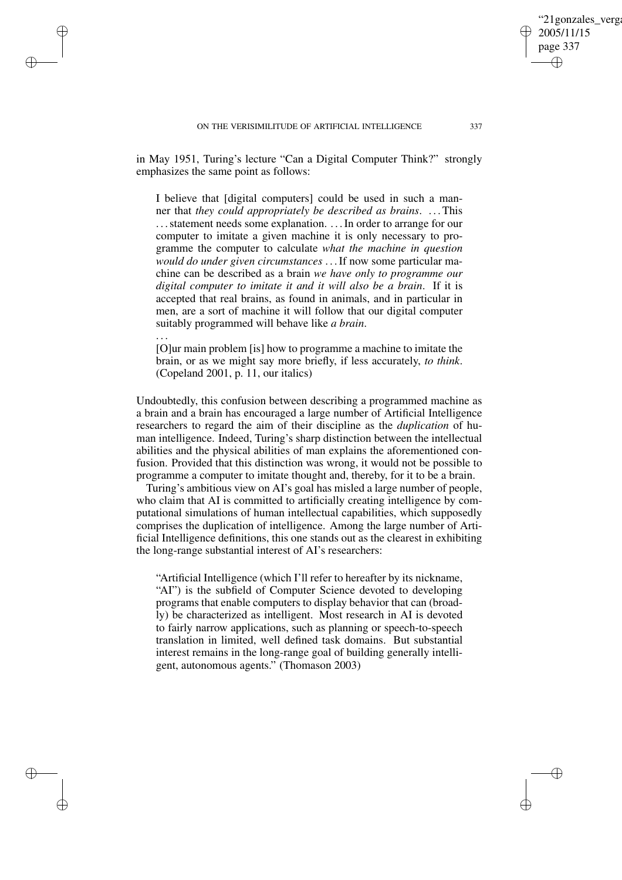in May 1951, Turing's lecture "Can a Digital Computer Think?" strongly emphasizes the same point as follows:

> I believe that [digital computers] could be used in such a manner that *they could appropriately be described as brains*. ... This ... statement needs some explanation. ... In order to arrange for our computer to imitate a given machine it is only necessary to programme the computer to calculate *what the machine in question would do under given circumstances* ... If now some particular machine can be described as a brain *we have only to programme our digital computer to imitate it and it will also be a brain*. If it is accepted that real brains, as found in animals, and in particular in men, are a sort of machine it will follow that our digital computer suitably programmed will behave like *a brain*.
>
> ...
>
> [O]ur main problem [is] how to programme a machine to imitate the brain, or as we might say more briefly, if less accurately, *to think*. (Copeland 2001, p. 11, our italics)

Undoubtedly, this confusion between describing a programmed machine as a brain and a brain has encouraged a large number of Artificial Intelligence researchers to regard the aim of their discipline as the *duplication* of human intelligence. Indeed, Turing's sharp distinction between the intellectual abilities and the physical abilities of man explains the aforementioned confusion. Provided that this distinction was wrong, it would not be possible to programme a computer to imitate thought and, thereby, for it to be a brain.

Turing's ambitious view on AI's goal has misled a large number of people, who claim that AI is committed to artificially creating intelligence by computational simulations of human intellectual capabilities, which supposedly comprises the duplication of intelligence. Among the large number of Artificial Intelligence definitions, this one stands out as the clearest in exhibiting the long-range substantial interest of AI's researchers:

> "Artificial Intelligence (which I'll refer to hereafter by its nickname, "AI") is the subfield of Computer Science devoted to developing programs that enable computers to display behavior that can (broadly) be characterized as intelligent. Most research in AI is devoted to fairly narrow applications, such as planning or speech-to-speech translation in limited, well defined task domains. But substantial interest remains in the long-range goal of building generally intelligent, autonomous agents." (Thomason 2003)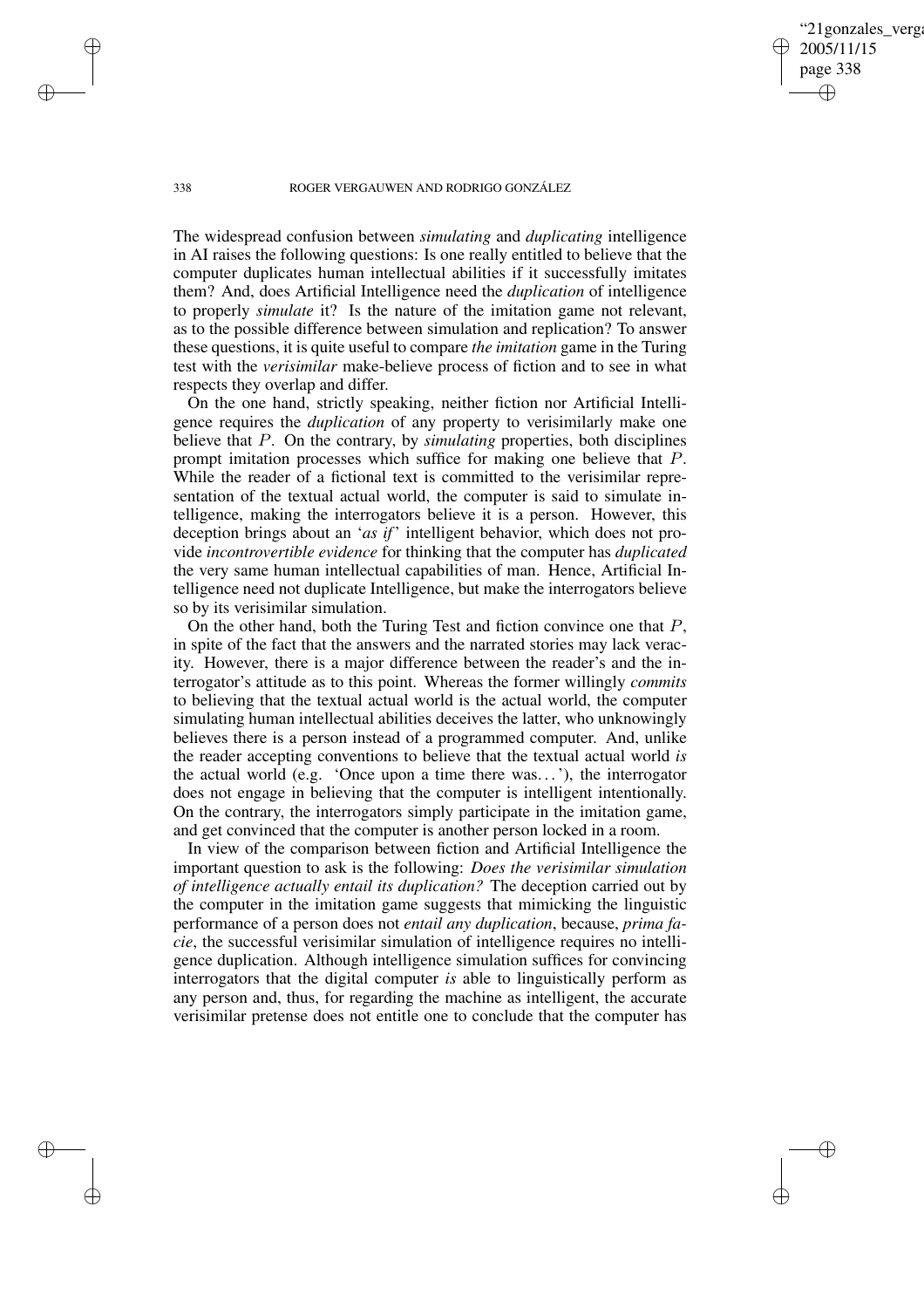The widespread confusion between *simulating* and *duplicating* intelligence in AI raises the following questions: Is one really entitled to believe that the computer duplicates human intellectual abilities if it successfully imitates them? And, does Artificial Intelligence need the *duplication* of intelligence to properly *simulate* it? Is the nature of the imitation game not relevant, as to the possible difference between simulation and replication? To answer these questions, it is quite useful to compare *the imitation* game in the Turing test with the *verisimilar* make-believe process of fiction and to see in what respects they overlap and differ.

On the one hand, strictly speaking, neither fiction nor Artificial Intelligence requires the *duplication* of any property to verisimilarly make one believe that $P$. On the contrary, by *simulating* properties, both disciplines prompt imitation processes which suffice for making one believe that $P$. While the reader of a fictional text is committed to the verisimilar representation of the textual actual world, the computer is said to simulate intelligence, making the interrogators believe it is a person. However, this deception brings about an '*as if*' intelligent behavior, which does not provide *incontrovertible evidence* for thinking that the computer has *duplicated* the very same human intellectual capabilities of man. Hence, Artificial Intelligence need not duplicate Intelligence, but make the interrogators believe so by its verisimilar simulation.

On the other hand, both the Turing Test and fiction convince one that $P$, in spite of the fact that the answers and the narrated stories may lack veracity. However, there is a major difference between the reader's and the interrogator's attitude as to this point. Whereas the former willingly *commits* to believing that the textual actual world is the actual world, the computer simulating human intellectual abilities deceives the latter, who unknowingly believes there is a person instead of a programmed computer. And, unlike the reader accepting conventions to believe that the textual actual world *is* the actual world (e.g. 'Once upon a time there was...'), the interrogator does not engage in believing that the computer is intelligent intentionally. On the contrary, the interrogators simply participate in the imitation game, and get convinced that the computer is another person locked in a room.

In view of the comparison between fiction and Artificial Intelligence the important question to ask is the following: *Does the verisimilar simulation of intelligence actually entail its duplication?* The deception carried out by the computer in the imitation game suggests that mimicking the linguistic performance of a person does not *entail any duplication*, because, *prima facie*, the successful verisimilar simulation of intelligence requires no intelligence duplication. Although intelligence simulation suffices for convincing interrogators that the digital computer *is* able to linguistically perform as any person and, thus, for regarding the machine as intelligent, the accurate verisimilar pretense does not entitle one to conclude that the computer has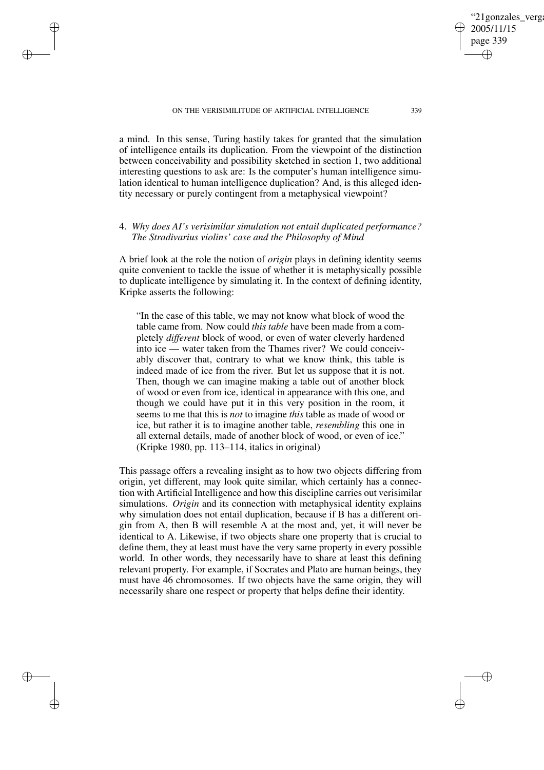a mind. In this sense, Turing hastily takes for granted that the simulation of intelligence entails its duplication. From the viewpoint of the distinction between conceivability and possibility sketched in section 1, two additional interesting questions to ask are: Is the computer's human intelligence simulation identical to human intelligence duplication? And, is this alleged identity necessary or purely contingent from a metaphysical viewpoint?

### 4. *Why does AI's verisimilar simulation not entail duplicated performance? The Stradivarius violins' case and the Philosophy of Mind*

A brief look at the role the notion of *origin* plays in defining identity seems quite convenient to tackle the issue of whether it is metaphysically possible to duplicate intelligence by simulating it. In the context of defining identity, Kripke asserts the following:

> "In the case of this table, we may not know what block of wood the table came from. Now could *this table* have been made from a completely *different* block of wood, or even of water cleverly hardened into ice — water taken from the Thames river? We could conceivably discover that, contrary to what we know think, this table is indeed made of ice from the river. But let us suppose that it is not. Then, though we can imagine making a table out of another block of wood or even from ice, identical in appearance with this one, and though we could have put it in this very position in the room, it seems to me that this is *not* to imagine *this* table as made of wood or ice, but rather it is to imagine another table, *resembling* this one in all external details, made of another block of wood, or even of ice." (Kripke 1980, pp. 113–114, italics in original)

This passage offers a revealing insight as to how two objects differing from origin, yet different, may look quite similar, which certainly has a connection with Artificial Intelligence and how this discipline carries out verisimilar simulations. *Origin* and its connection with metaphysical identity explains why simulation does not entail duplication, because if B has a different origin from A, then B will resemble A at the most and, yet, it will never be identical to A. Likewise, if two objects share one property that is crucial to define them, they at least must have the very same property in every possible world. In other words, they necessarily have to share at least this defining relevant property. For example, if Socrates and Plato are human beings, they must have 46 chromosomes. If two objects have the same origin, they will necessarily share one respect or property that helps define their identity.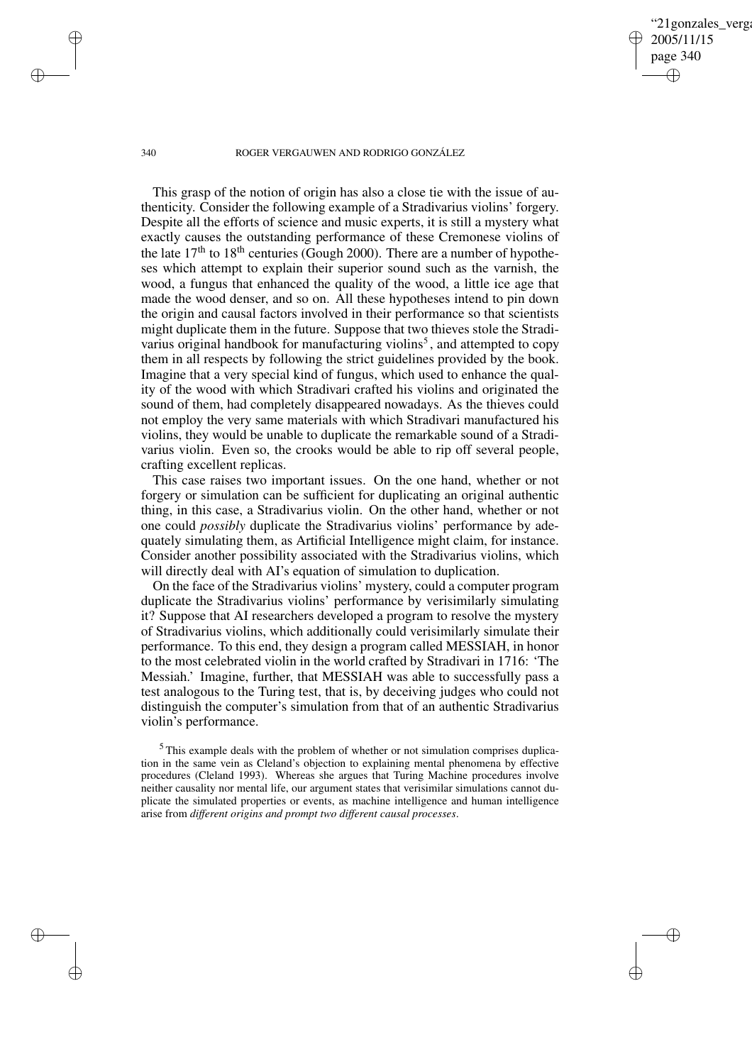This grasp of the notion of origin has also a close tie with the issue of authenticity. Consider the following example of a Stradivarius violins' forgery. Despite all the efforts of science and music experts, it is still a mystery what exactly causes the outstanding performance of these Cremonese violins of the late 17th to 18th centuries (Gough 2000). There are a number of hypotheses which attempt to explain their superior sound such as the varnish, the wood, a fungus that enhanced the quality of the wood, a little ice age that made the wood denser, and so on. All these hypotheses intend to pin down the origin and causal factors involved in their performance so that scientists might duplicate them in the future. Suppose that two thieves stole the Stradivarius original handbook for manufacturing violins[5], and attempted to copy them in all respects by following the strict guidelines provided by the book. Imagine that a very special kind of fungus, which used to enhance the quality of the wood with which Stradivari crafted his violins and originated the sound of them, had completely disappeared nowadays. As the thieves could not employ the very same materials with which Stradivari manufactured his violins, they would be unable to duplicate the remarkable sound of a Stradivarius violin. Even so, the crooks would be able to rip off several people, crafting excellent replicas.

This case raises two important issues. On the one hand, whether or not forgery or simulation can be sufficient for duplicating an original authentic thing, in this case, a Stradivarius violin. On the other hand, whether or not one could *possibly* duplicate the Stradivarius violins' performance by adequately simulating them, as Artificial Intelligence might claim, for instance. Consider another possibility associated with the Stradivarius violins, which will directly deal with AI's equation of simulation to duplication.

On the face of the Stradivarius violins' mystery, could a computer program duplicate the Stradivarius violins' performance by verisimilarly simulating it? Suppose that AI researchers developed a program to resolve the mystery of Stradivarius violins, which additionally could verisimilarly simulate their performance. To this end, they design a program called MESSIAH, in honor to the most celebrated violin in the world crafted by Stradivari in 1716: 'The Messiah.' Imagine, further, that MESSIAH was able to successfully pass a test analogous to the Turing test, that is, by deceiving judges who could not distinguish the computer's simulation from that of an authentic Stradivarius violin's performance.

[5] This example deals with the problem of whether or not simulation comprises duplication in the same vein as Cleland's objection to explaining mental phenomena by effective procedures (Cleland 1993). Whereas she argues that Turing Machine procedures involve neither causality nor mental life, our argument states that verisimilar simulations cannot duplicate the simulated properties or events, as machine intelligence and human intelligence arise from *different origins and prompt two different causal processes*.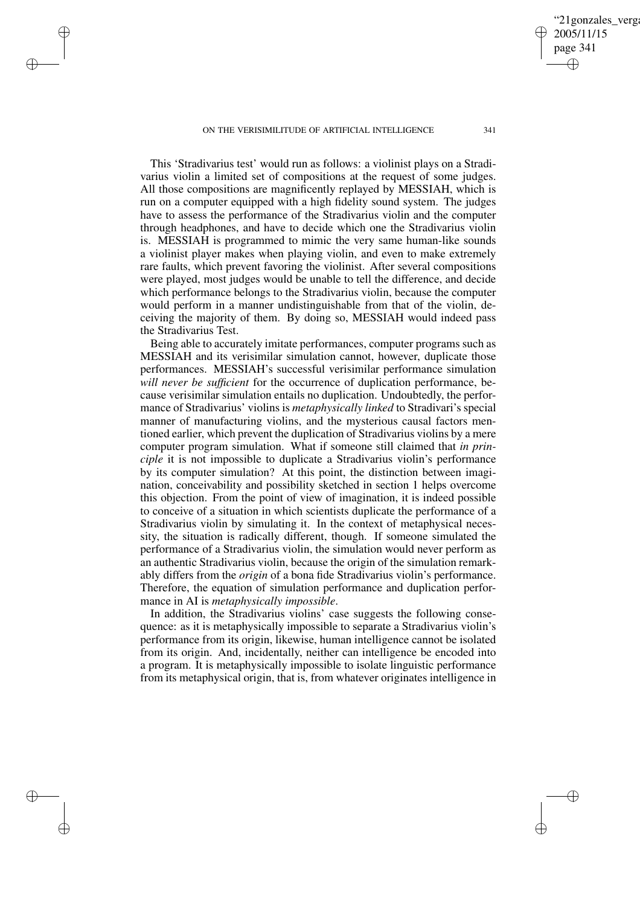This 'Stradivarius test' would run as follows: a violinist plays on a Stradivarius violin a limited set of compositions at the request of some judges. All those compositions are magnificently replayed by MESSIAH, which is run on a computer equipped with a high fidelity sound system. The judges have to assess the performance of the Stradivarius violin and the computer through headphones, and have to decide which one the Stradivarius violin is. MESSIAH is programmed to mimic the very same human-like sounds a violinist player makes when playing violin, and even to make extremely rare faults, which prevent favoring the violinist. After several compositions were played, most judges would be unable to tell the difference, and decide which performance belongs to the Stradivarius violin, because the computer would perform in a manner undistinguishable from that of the violin, deceiving the majority of them. By doing so, MESSIAH would indeed pass the Stradivarius Test.

Being able to accurately imitate performances, computer programs such as MESSIAH and its verisimilar simulation cannot, however, duplicate those performances. MESSIAH's successful verisimilar performance simulation *will never be sufficient* for the occurrence of duplication performance, because verisimilar simulation entails no duplication. Undoubtedly, the performance of Stradivarius' violins is *metaphysically linked* to Stradivari's special manner of manufacturing violins, and the mysterious causal factors mentioned earlier, which prevent the duplication of Stradivarius violins by a mere computer program simulation. What if someone still claimed that *in principle* it is not impossible to duplicate a Stradivarius violin's performance by its computer simulation? At this point, the distinction between imagination, conceivability and possibility sketched in section 1 helps overcome this objection. From the point of view of imagination, it is indeed possible to conceive of a situation in which scientists duplicate the performance of a Stradivarius violin by simulating it. In the context of metaphysical necessity, the situation is radically different, though. If someone simulated the performance of a Stradivarius violin, the simulation would never perform as an authentic Stradivarius violin, because the origin of the simulation remarkably differs from the *origin* of a bona fide Stradivarius violin's performance. Therefore, the equation of simulation performance and duplication performance in AI is *metaphysically impossible*.

In addition, the Stradivarius violins' case suggests the following consequence: as it is metaphysically impossible to separate a Stradivarius violin's performance from its origin, likewise, human intelligence cannot be isolated from its origin. And, incidentally, neither can intelligence be encoded into a program. It is metaphysically impossible to isolate linguistic performance from its metaphysical origin, that is, from whatever originates intelligence in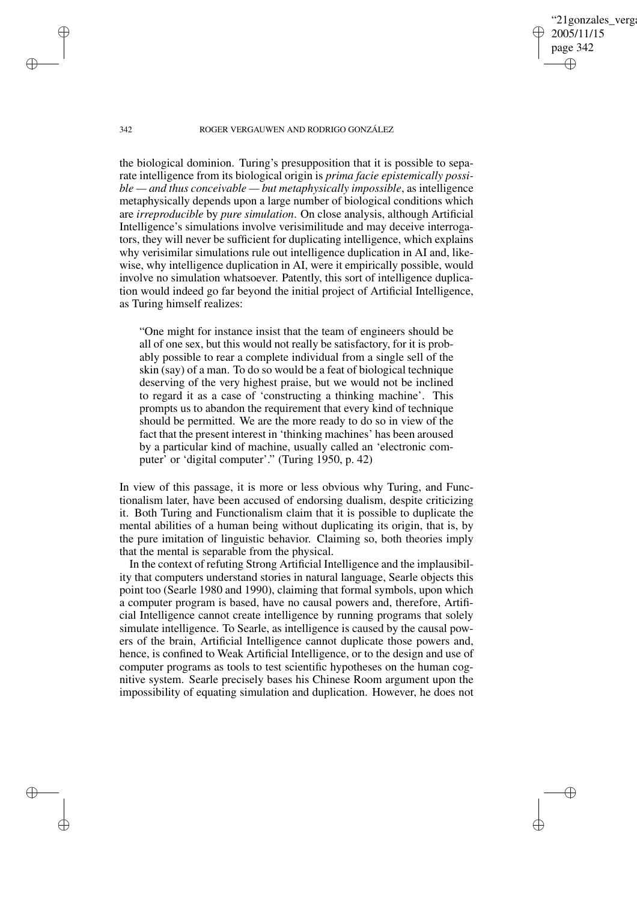the biological dominion. Turing's presupposition that it is possible to separate intelligence from its biological origin is *prima facie epistemically possible — and thus conceivable — but metaphysically impossible*, as intelligence metaphysically depends upon a large number of biological conditions which are *irreproducible* by *pure simulation*. On close analysis, although Artificial Intelligence's simulations involve verisimilitude and may deceive interrogators, they will never be sufficient for duplicating intelligence, which explains why verisimilar simulations rule out intelligence duplication in AI and, likewise, why intelligence duplication in AI, were it empirically possible, would involve no simulation whatsoever. Patently, this sort of intelligence duplication would indeed go far beyond the initial project of Artificial Intelligence, as Turing himself realizes:

> "One might for instance insist that the team of engineers should be all of one sex, but this would not really be satisfactory, for it is probably possible to rear a complete individual from a single sell of the skin (say) of a man. To do so would be a feat of biological technique deserving of the very highest praise, but we would not be inclined to regard it as a case of 'constructing a thinking machine'. This prompts us to abandon the requirement that every kind of technique should be permitted. We are the more ready to do so in view of the fact that the present interest in 'thinking machines' has been aroused by a particular kind of machine, usually called an 'electronic computer' or 'digital computer'." (Turing 1950, p. 42)

In view of this passage, it is more or less obvious why Turing, and Functionalism later, have been accused of endorsing dualism, despite criticizing it. Both Turing and Functionalism claim that it is possible to duplicate the mental abilities of a human being without duplicating its origin, that is, by the pure imitation of linguistic behavior. Claiming so, both theories imply that the mental is separable from the physical.

In the context of refuting Strong Artificial Intelligence and the implausibility that computers understand stories in natural language, Searle objects this point too (Searle 1980 and 1990), claiming that formal symbols, upon which a computer program is based, have no causal powers and, therefore, Artificial Intelligence cannot create intelligence by running programs that solely simulate intelligence. To Searle, as intelligence is caused by the causal powers of the brain, Artificial Intelligence cannot duplicate those powers and, hence, is confined to Weak Artificial Intelligence, or to the design and use of computer programs as tools to test scientific hypotheses on the human cognitive system. Searle precisely bases his Chinese Room argument upon the impossibility of equating simulation and duplication. However, he does not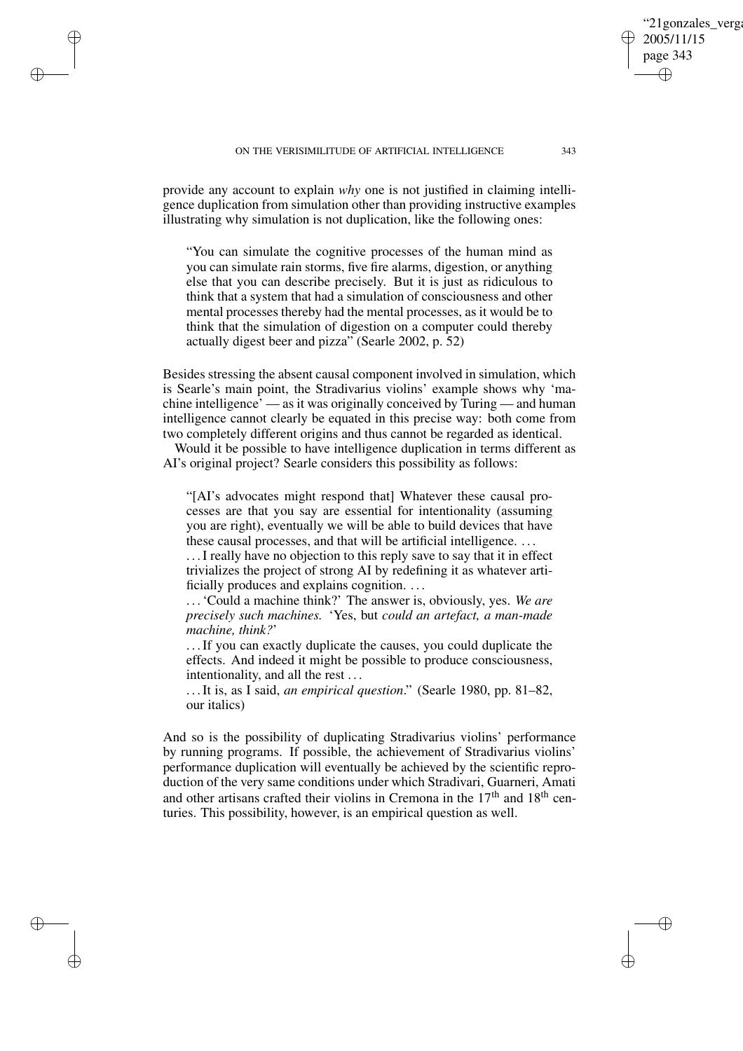provide any account to explain *why* one is not justified in claiming intelligence duplication from simulation other than providing instructive examples illustrating why simulation is not duplication, like the following ones:

> "You can simulate the cognitive processes of the human mind as you can simulate rain storms, five fire alarms, digestion, or anything else that you can describe precisely. But it is just as ridiculous to think that a system that had a simulation of consciousness and other mental processes thereby had the mental processes, as it would be to think that the simulation of digestion on a computer could thereby actually digest beer and pizza" (Searle 2002, p. 52)

Besides stressing the absent causal component involved in simulation, which is Searle's main point, the Stradivarius violins' example shows why 'machine intelligence' — as it was originally conceived by Turing — and human intelligence cannot clearly be equated in this precise way: both come from two completely different origins and thus cannot be regarded as identical.

Would it be possible to have intelligence duplication in terms different as AI's original project? Searle considers this possibility as follows:

> "[AI's advocates might respond that] Whatever these causal processes are that you say are essential for intentionality (assuming you are right), eventually we will be able to build devices that have these causal processes, and that will be artificial intelligence. ...
>
> ... I really have no objection to this reply save to say that it in effect trivializes the project of strong AI by redefining it as whatever artificially produces and explains cognition. ...
>
> ... 'Could a machine think?' The answer is, obviously, yes. *We are precisely such machines.* 'Yes, but *could an artefact, a man-made machine, think?*'
>
> ... If you can exactly duplicate the causes, you could duplicate the effects. And indeed it might be possible to produce consciousness, intentionality, and all the rest ...
>
> ... It is, as I said, *an empirical question*." (Searle 1980, pp. 81–82, our italics)

And so is the possibility of duplicating Stradivarius violins' performance by running programs. If possible, the achievement of Stradivarius violins' performance duplication will eventually be achieved by the scientific reproduction of the very same conditions under which Stradivari, Guarneri, Amati and other artisans crafted their violins in Cremona in the 17th and 18th centuries. This possibility, however, is an empirical question as well.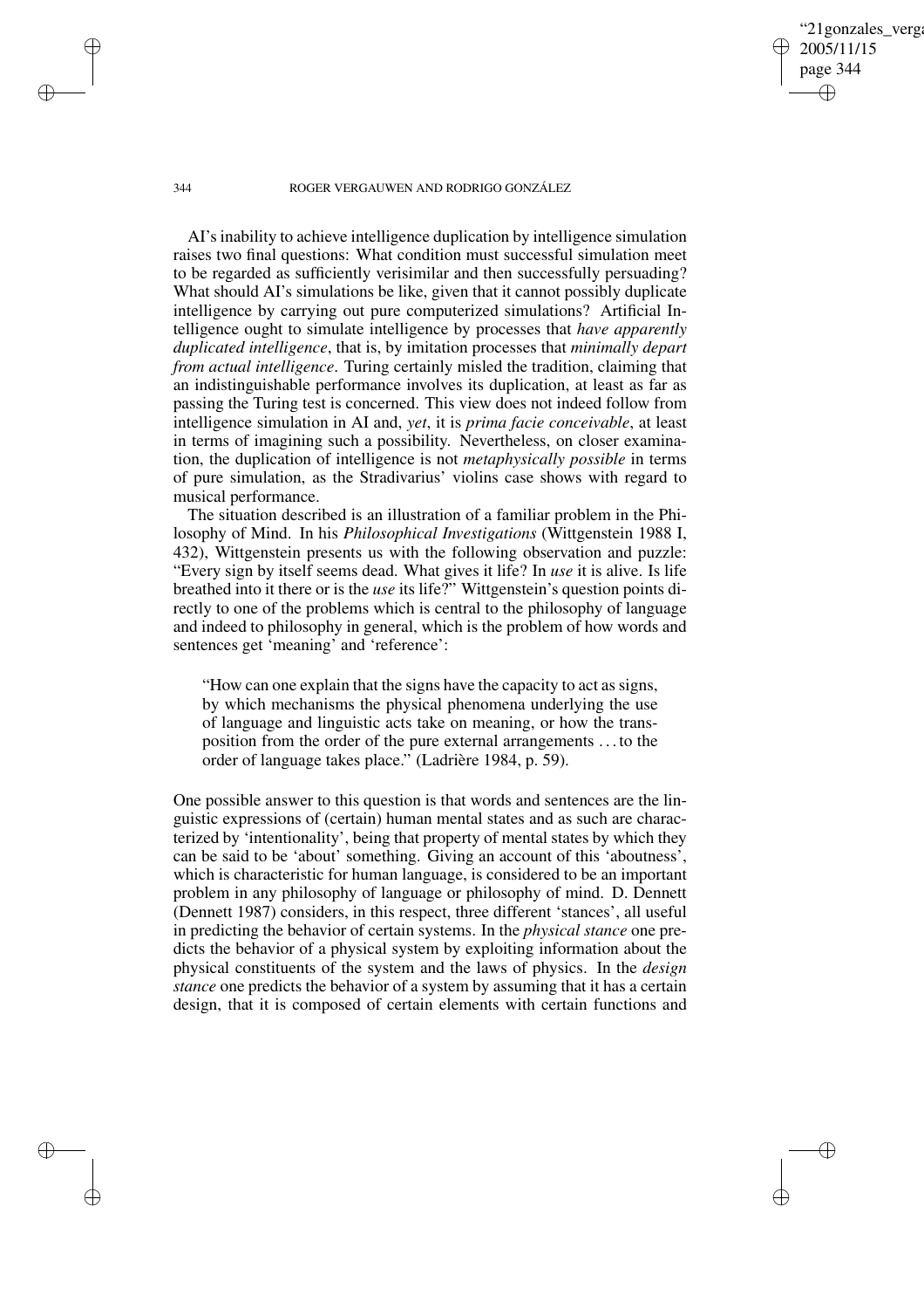AI's inability to achieve intelligence duplication by intelligence simulation raises two final questions: What condition must successful simulation meet to be regarded as sufficiently verisimilar and then successfully persuading? What should AI's simulations be like, given that it cannot possibly duplicate intelligence by carrying out pure computerized simulations? Artificial Intelligence ought to simulate intelligence by processes that *have apparently duplicated intelligence*, that is, by imitation processes that *minimally depart from actual intelligence*. Turing certainly misled the tradition, claiming that an indistinguishable performance involves its duplication, at least as far as passing the Turing test is concerned. This view does not indeed follow from intelligence simulation in AI and, *yet*, it is *prima facie conceivable*, at least in terms of imagining such a possibility. Nevertheless, on closer examination, the duplication of intelligence is not *metaphysically possible* in terms of pure simulation, as the Stradivarius' violins case shows with regard to musical performance.

The situation described is an illustration of a familiar problem in the Philosophy of Mind. In his *Philosophical Investigations* (Wittgenstein 1988 I, 432), Wittgenstein presents us with the following observation and puzzle: "Every sign by itself seems dead. What gives it life? In *use* it is alive. Is life breathed into it there or is the *use* its life?" Wittgenstein's question points directly to one of the problems which is central to the philosophy of language and indeed to philosophy in general, which is the problem of how words and sentences get 'meaning' and 'reference':

> "How can one explain that the signs have the capacity to act as signs, by which mechanisms the physical phenomena underlying the use of language and linguistic acts take on meaning, or how the transposition from the order of the pure external arrangements ... to the order of language takes place." (Ladrière 1984, p. 59).

One possible answer to this question is that words and sentences are the linguistic expressions of (certain) human mental states and as such are characterized by 'intentionality', being that property of mental states by which they can be said to be 'about' something. Giving an account of this 'aboutness', which is characteristic for human language, is considered to be an important problem in any philosophy of language or philosophy of mind. D. Dennett (Dennett 1987) considers, in this respect, three different 'stances', all useful in predicting the behavior of certain systems. In the *physical stance* one predicts the behavior of a physical system by exploiting information about the physical constituents of the system and the laws of physics. In the *design stance* one predicts the behavior of a system by assuming that it has a certain design, that it is composed of certain elements with certain functions and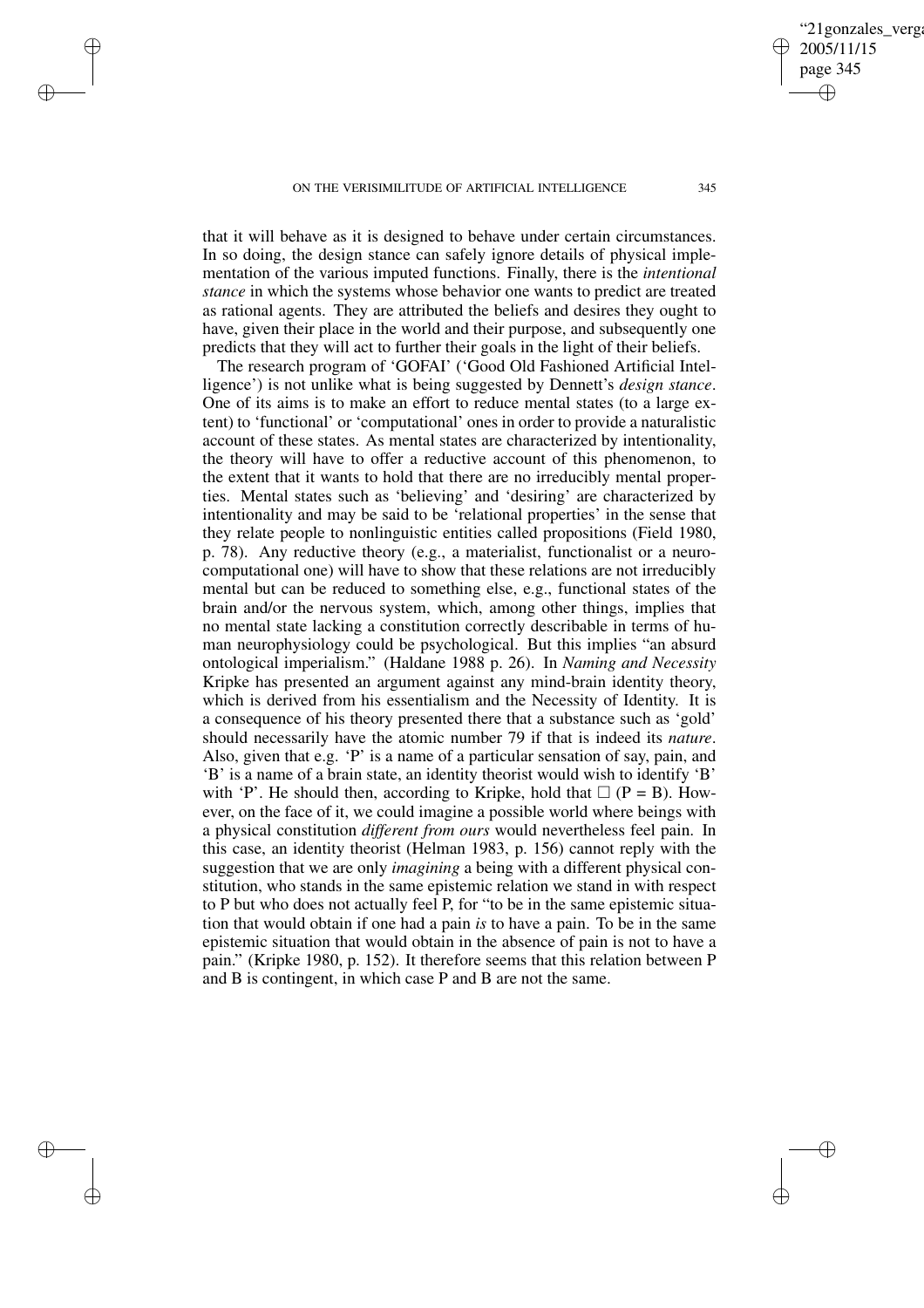that it will behave as it is designed to behave under certain circumstances. In so doing, the design stance can safely ignore details of physical implementation of the various imputed functions. Finally, there is the *intentional stance* in which the systems whose behavior one wants to predict are treated as rational agents. They are attributed the beliefs and desires they ought to have, given their place in the world and their purpose, and subsequently one predicts that they will act to further their goals in the light of their beliefs.

The research program of 'GOFAI' ('Good Old Fashioned Artificial Intelligence') is not unlike what is being suggested by Dennett's *design stance*. One of its aims is to make an effort to reduce mental states (to a large extent) to 'functional' or 'computational' ones in order to provide a naturalistic account of these states. As mental states are characterized by intentionality, the theory will have to offer a reductive account of this phenomenon, to the extent that it wants to hold that there are no irreducibly mental properties. Mental states such as 'believing' and 'desiring' are characterized by intentionality and may be said to be 'relational properties' in the sense that they relate people to nonlinguistic entities called propositions (Field 1980, p. 78). Any reductive theory (e.g., a materialist, functionalist or a neuro-computational one) will have to show that these relations are not irreducibly mental but can be reduced to something else, e.g., functional states of the brain and/or the nervous system, which, among other things, implies that no mental state lacking a constitution correctly describable in terms of human neurophysiology could be psychological. But this implies "an absurd ontological imperialism." (Haldane 1988 p. 26). In *Naming and Necessity* Kripke has presented an argument against any mind-brain identity theory, which is derived from his essentialism and the Necessity of Identity. It is a consequence of his theory presented there that a substance such as 'gold' should necessarily have the atomic number 79 if that is indeed its *nature*. Also, given that e.g. 'P' is a name of a particular sensation of say, pain, and 'B' is a name of a brain state, an identity theorist would wish to identify 'B' with 'P'. He should then, according to Kripke, hold that $\Box$ (P = B). However, on the face of it, we could imagine a possible world where beings with a physical constitution *different from ours* would nevertheless feel pain. In this case, an identity theorist (Helman 1983, p. 156) cannot reply with the suggestion that we are only *imagining* a being with a different physical constitution, who stands in the same epistemic relation we stand in with respect to P but who does not actually feel P, for "to be in the same epistemic situation that would obtain if one had a pain *is* to have a pain. To be in the same epistemic situation that would obtain in the absence of pain is not to have a pain." (Kripke 1980, p. 152). It therefore seems that this relation between P and B is contingent, in which case P and B are not the same.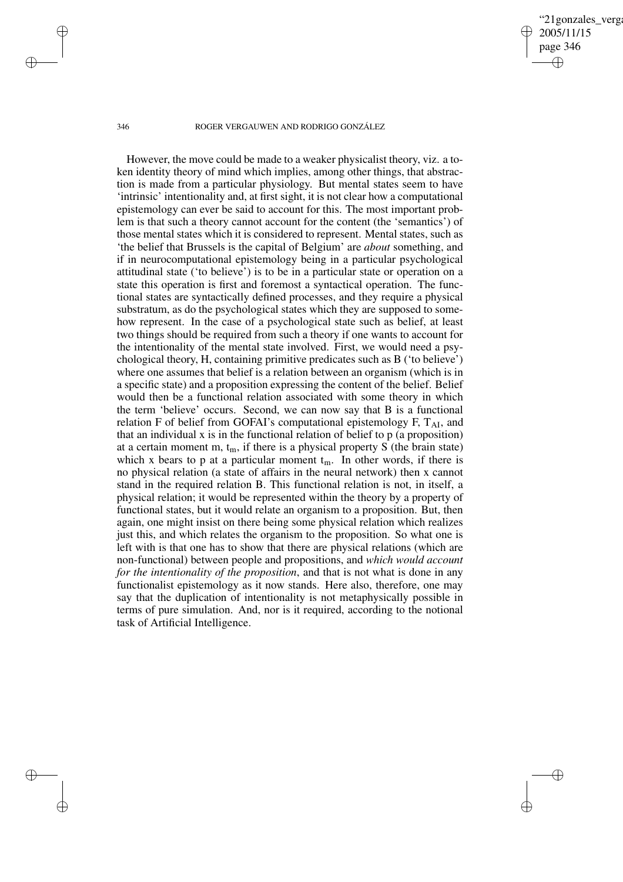However, the move could be made to a weaker physicalist theory, viz. a token identity theory of mind which implies, among other things, that abstraction is made from a particular physiology. But mental states seem to have 'intrinsic' intentionality and, at first sight, it is not clear how a computational epistemology can ever be said to account for this. The most important problem is that such a theory cannot account for the content (the 'semantics') of those mental states which it is considered to represent. Mental states, such as 'the belief that Brussels is the capital of Belgium' are *about* something, and if in neurocomputational epistemology being in a particular psychological attitudinal state ('to believe') is to be in a particular state or operation on a state this operation is first and foremost a syntactical operation. The functional states are syntactically defined processes, and they require a physical substratum, as do the psychological states which they are supposed to somehow represent. In the case of a psychological state such as belief, at least two things should be required from such a theory if one wants to account for the intentionality of the mental state involved. First, we would need a psychological theory, H, containing primitive predicates such as B ('to believe') where one assumes that belief is a relation between an organism (which is in a specific state) and a proposition expressing the content of the belief. Belief would then be a functional relation associated with some theory in which the term 'believe' occurs. Second, we can now say that B is a functional relation F of belief from GOFAI's computational epistemology F, $T_{AI}$, and that an individual x is in the functional relation of belief to p (a proposition) at a certain moment m, $t_m$, if there is a physical property S (the brain state) which x bears to p at a particular moment $t_m$. In other words, if there is no physical relation (a state of affairs in the neural network) then x cannot stand in the required relation B. This functional relation is not, in itself, a physical relation; it would be represented within the theory by a property of functional states, but it would relate an organism to a proposition. But, then again, one might insist on there being some physical relation which realizes just this, and which relates the organism to the proposition. So what one is left with is that one has to show that there are physical relations (which are non-functional) between people and propositions, and *which would account for the intentionality of the proposition*, and that is not what is done in any functionalist epistemology as it now stands. Here also, therefore, one may say that the duplication of intentionality is not metaphysically possible in terms of pure simulation. And, nor is it required, according to the notional task of Artificial Intelligence.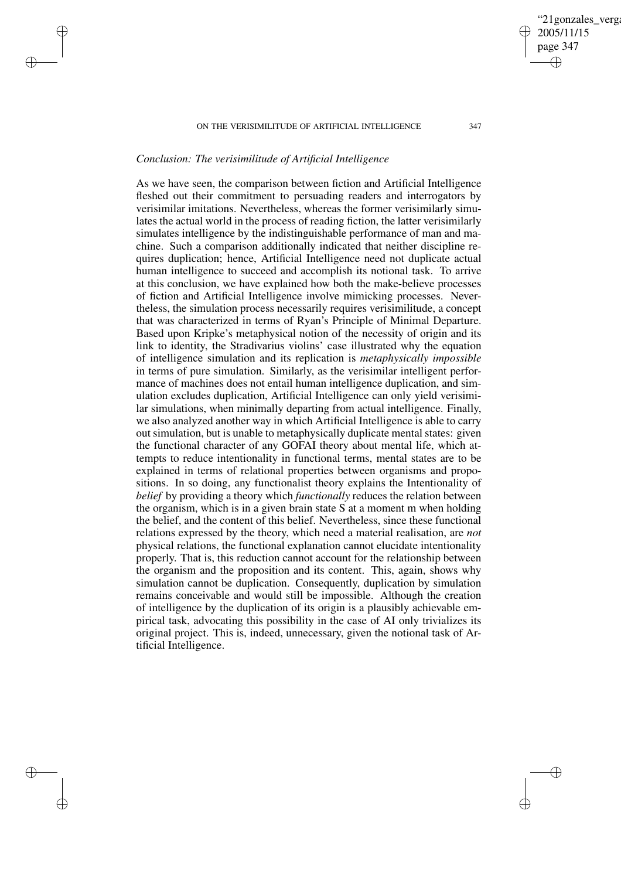*Conclusion: The verisimilitude of Artificial Intelligence*

As we have seen, the comparison between fiction and Artificial Intelligence fleshed out their commitment to persuading readers and interrogators by verisimilar imitations. Nevertheless, whereas the former verisimilarly simulates the actual world in the process of reading fiction, the latter verisimilarly simulates intelligence by the indistinguishable performance of man and machine. Such a comparison additionally indicated that neither discipline requires duplication; hence, Artificial Intelligence need not duplicate actual human intelligence to succeed and accomplish its notional task. To arrive at this conclusion, we have explained how both the make-believe processes of fiction and Artificial Intelligence involve mimicking processes. Nevertheless, the simulation process necessarily requires verisimilitude, a concept that was characterized in terms of Ryan's Principle of Minimal Departure. Based upon Kripke's metaphysical notion of the necessity of origin and its link to identity, the Stradivarius violins' case illustrated why the equation of intelligence simulation and its replication is *metaphysically impossible* in terms of pure simulation. Similarly, as the verisimilar intelligent performance of machines does not entail human intelligence duplication, and simulation excludes duplication, Artificial Intelligence can only yield verisimilar simulations, when minimally departing from actual intelligence. Finally, we also analyzed another way in which Artificial Intelligence is able to carry out simulation, but is unable to metaphysically duplicate mental states: given the functional character of any GOFAI theory about mental life, which attempts to reduce intentionality in functional terms, mental states are to be explained in terms of relational properties between organisms and propositions. In so doing, any functionalist theory explains the Intentionality of *belief* by providing a theory which *functionally* reduces the relation between the organism, which is in a given brain state S at a moment m when holding the belief, and the content of this belief. Nevertheless, since these functional relations expressed by the theory, which need a material realisation, are *not* physical relations, the functional explanation cannot elucidate intentionality properly. That is, this reduction cannot account for the relationship between the organism and the proposition and its content. This, again, shows why simulation cannot be duplication. Consequently, duplication by simulation remains conceivable and would still be impossible. Although the creation of intelligence by the duplication of its origin is a plausibly achievable empirical task, advocating this possibility in the case of AI only trivializes its original project. This is, indeed, unnecessary, given the notional task of Artificial Intelligence.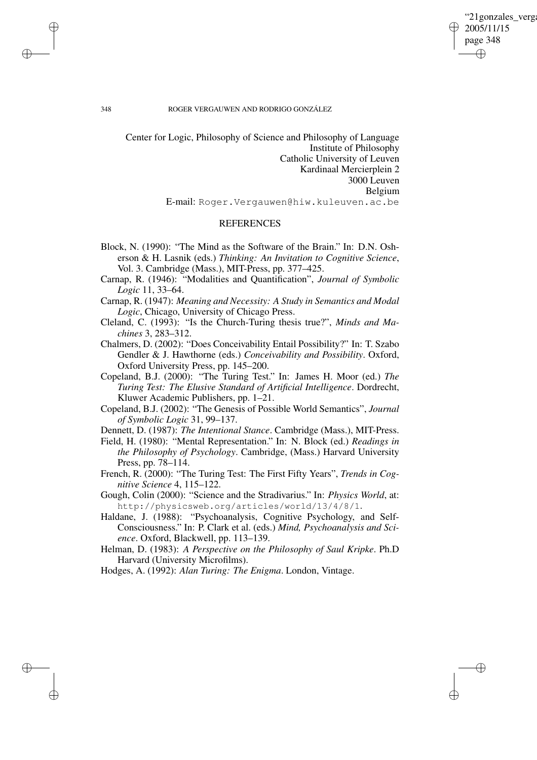Center for Logic, Philosophy of Science and Philosophy of Language
Institute of Philosophy
Catholic University of Leuven
Kardinaal Mercierplein 2
3000 Leuven
Belgium
E-mail: `Roger.Vergauwen@hiw.kuleuven.ac.be`

## REFERENCES

Block, N. (1990): "The Mind as the Software of the Brain." In: D.N. Osherson & H. Lasnik (eds.) *Thinking: An Invitation to Cognitive Science*, Vol. 3. Cambridge (Mass.), MIT-Press, pp. 377–425.

Carnap, R. (1946): "Modalities and Quantification", *Journal of Symbolic Logic* 11, 33–64.

Carnap, R. (1947): *Meaning and Necessity: A Study in Semantics and Modal Logic*, Chicago, University of Chicago Press.

Cleland, C. (1993): "Is the Church-Turing thesis true?", *Minds and Machines* 3, 283–312.

Chalmers, D. (2002): "Does Conceivability Entail Possibility?" In: T. Szabo Gendler & J. Hawthorne (eds.) *Conceivability and Possibility*. Oxford, Oxford University Press, pp. 145–200.

Copeland, B.J. (2000): "The Turing Test." In: James H. Moor (ed.) *The Turing Test: The Elusive Standard of Artificial Intelligence*. Dordrecht, Kluwer Academic Publishers, pp. 1–21.

Copeland, B.J. (2002): "The Genesis of Possible World Semantics", *Journal of Symbolic Logic* 31, 99–137.

Dennett, D. (1987): *The Intentional Stance*. Cambridge (Mass.), MIT-Press.

Field, H. (1980): "Mental Representation." In: N. Block (ed.) *Readings in the Philosophy of Psychology*. Cambridge, (Mass.) Harvard University Press, pp. 78–114.

French, R. (2000): "The Turing Test: The First Fifty Years", *Trends in Cognitive Science* 4, 115–122.

Gough, Colin (2000): "Science and the Stradivarius." In: *Physics World*, at: `http://physicsweb.org/articles/world/13/4/8/1`.

Haldane, J. (1988): "Psychoanalysis, Cognitive Psychology, and Self-Consciousness." In: P. Clark et al. (eds.) *Mind, Psychoanalysis and Science*. Oxford, Blackwell, pp. 113–139.

Helman, D. (1983): *A Perspective on the Philosophy of Saul Kripke*. Ph.D Harvard (University Microfilms).

Hodges, A. (1992): *Alan Turing: The Enigma*. London, Vintage.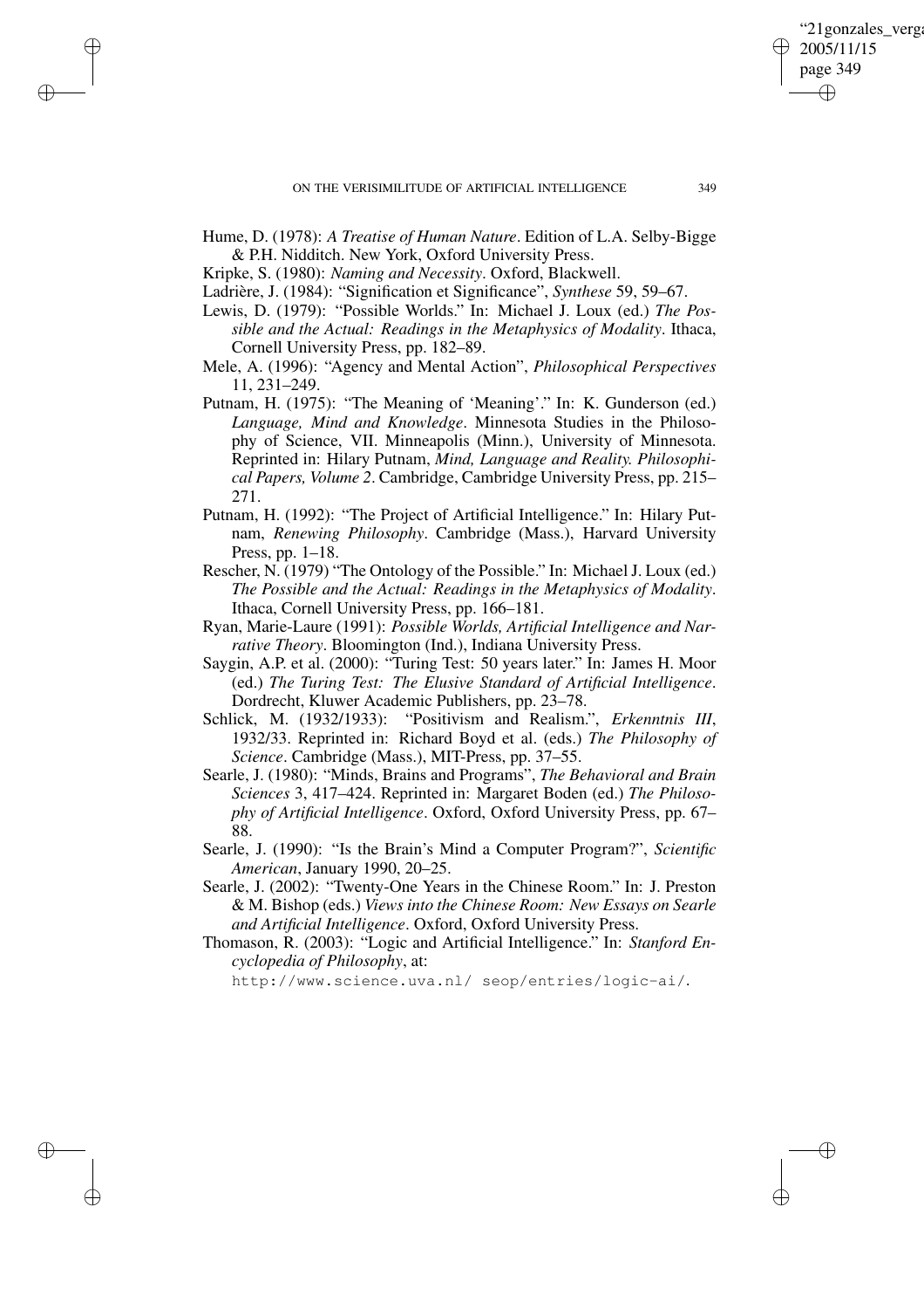Hume, D. (1978): *A Treatise of Human Nature*. Edition of L.A. Selby-Bigge & P.H. Nidditch. New York, Oxford University Press.

Kripke, S. (1980): *Naming and Necessity*. Oxford, Blackwell.

Ladrière, J. (1984): "Signification et Significance", *Synthese* 59, 59–67.

Lewis, D. (1979): "Possible Worlds." In: Michael J. Loux (ed.) *The Possible and the Actual: Readings in the Metaphysics of Modality*. Ithaca, Cornell University Press, pp. 182–89.

Mele, A. (1996): "Agency and Mental Action", *Philosophical Perspectives* 11, 231–249.

Putnam, H. (1975): "The Meaning of 'Meaning'." In: K. Gunderson (ed.) *Language, Mind and Knowledge*. Minnesota Studies in the Philosophy of Science, VII. Minneapolis (Minn.), University of Minnesota. Reprinted in: Hilary Putnam, *Mind, Language and Reality. Philosophical Papers, Volume 2*. Cambridge, Cambridge University Press, pp. 215–271.

Putnam, H. (1992): "The Project of Artificial Intelligence." In: Hilary Putnam, *Renewing Philosophy*. Cambridge (Mass.), Harvard University Press, pp. 1–18.

Rescher, N. (1979) "The Ontology of the Possible." In: Michael J. Loux (ed.) *The Possible and the Actual: Readings in the Metaphysics of Modality*. Ithaca, Cornell University Press, pp. 166–181.

Ryan, Marie-Laure (1991): *Possible Worlds, Artificial Intelligence and Narrative Theory*. Bloomington (Ind.), Indiana University Press.

Saygin, A.P. et al. (2000): "Turing Test: 50 years later." In: James H. Moor (ed.) *The Turing Test: The Elusive Standard of Artificial Intelligence*. Dordrecht, Kluwer Academic Publishers, pp. 23–78.

Schlick, M. (1932/1933): "Positivism and Realism.", *Erkenntnis III*, 1932/33. Reprinted in: Richard Boyd et al. (eds.) *The Philosophy of Science*. Cambridge (Mass.), MIT-Press, pp. 37–55.

Searle, J. (1980): "Minds, Brains and Programs", *The Behavioral and Brain Sciences* 3, 417–424. Reprinted in: Margaret Boden (ed.) *The Philosophy of Artificial Intelligence*. Oxford, Oxford University Press, pp. 67–88.

Searle, J. (1990): "Is the Brain's Mind a Computer Program?", *Scientific American*, January 1990, 20–25.

Searle, J. (2002): "Twenty-One Years in the Chinese Room." In: J. Preston & M. Bishop (eds.) *Views into the Chinese Room: New Essays on Searle and Artificial Intelligence*. Oxford, Oxford University Press.

Thomason, R. (2003): "Logic and Artificial Intelligence." In: *Stanford Encyclopedia of Philosophy*, at:
`http://www.science.uva.nl/ seop/entries/logic-ai/`.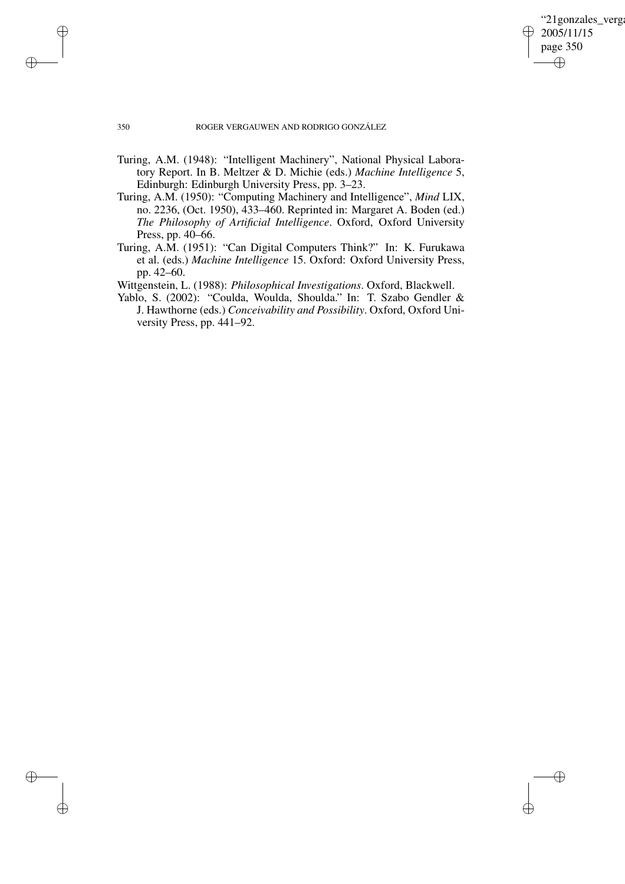Turing, A.M. (1948): "Intelligent Machinery", National Physical Laboratory Report. In B. Meltzer & D. Michie (eds.) *Machine Intelligence* 5, Edinburgh: Edinburgh University Press, pp. 3–23.

Turing, A.M. (1950): "Computing Machinery and Intelligence", *Mind* LIX, no. 2236, (Oct. 1950), 433–460. Reprinted in: Margaret A. Boden (ed.) *The Philosophy of Artificial Intelligence*. Oxford, Oxford University Press, pp. 40–66.

Turing, A.M. (1951): "Can Digital Computers Think?" In: K. Furukawa et al. (eds.) *Machine Intelligence* 15. Oxford: Oxford University Press, pp. 42–60.

Wittgenstein, L. (1988): *Philosophical Investigations*. Oxford, Blackwell.

Yablo, S. (2002): "Coulda, Woulda, Shoulda." In: T. Szabo Gendler & J. Hawthorne (eds.) *Conceivability and Possibility*. Oxford, Oxford University Press, pp. 441–92.